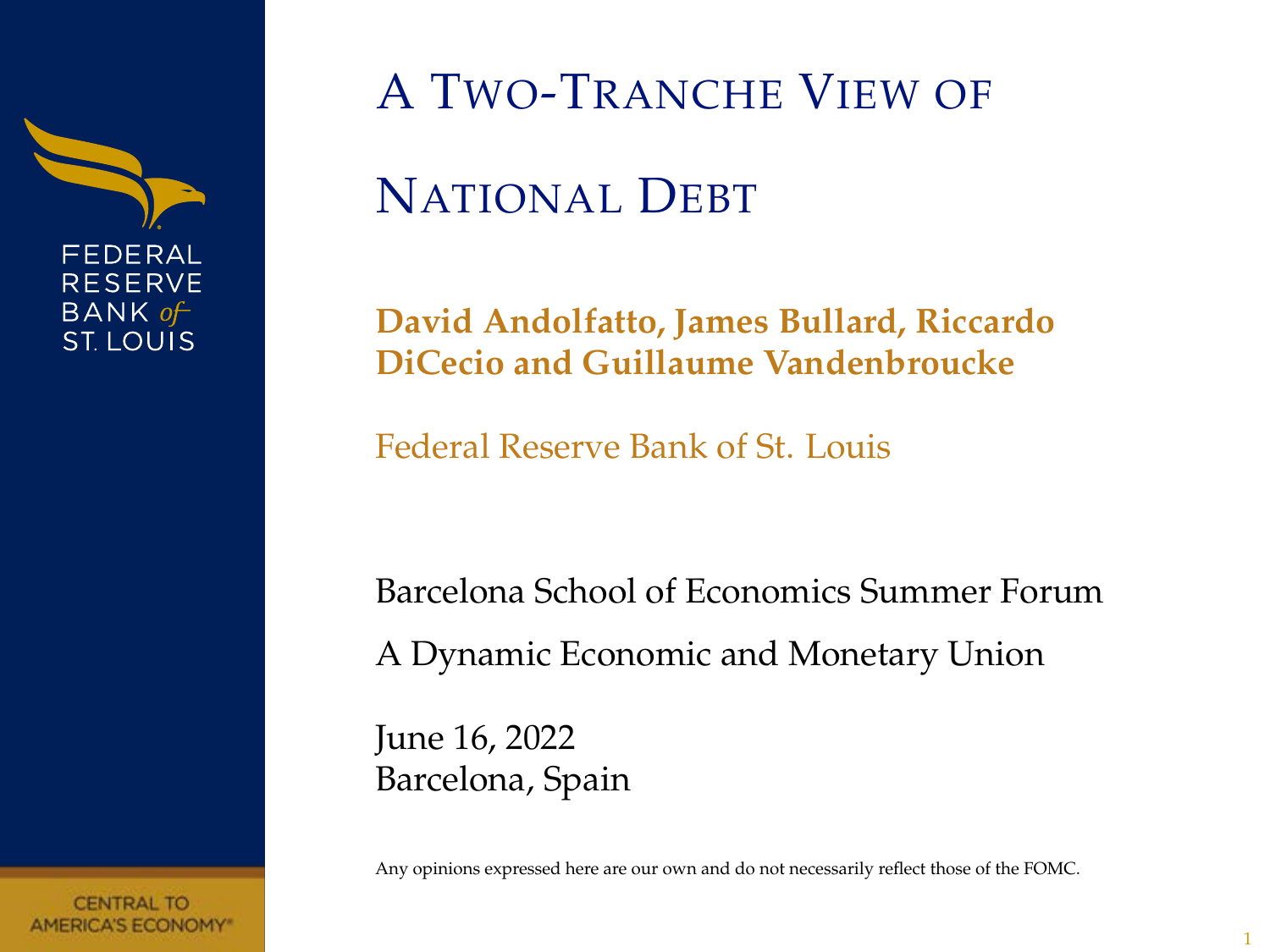# A Two-Tranche View of National Debt

**David Andolfatto, James Bullard, Riccardo DiCecio and Guillaume Vandenbroucke**

Federal Reserve Bank of St. Louis

Barcelona School of Economics Summer Forum

A Dynamic Economic and Monetary Union

June 16, 2022
Barcelona, Spain

Any opinions expressed here are our own and do not necessarily reflect those of the FOMC.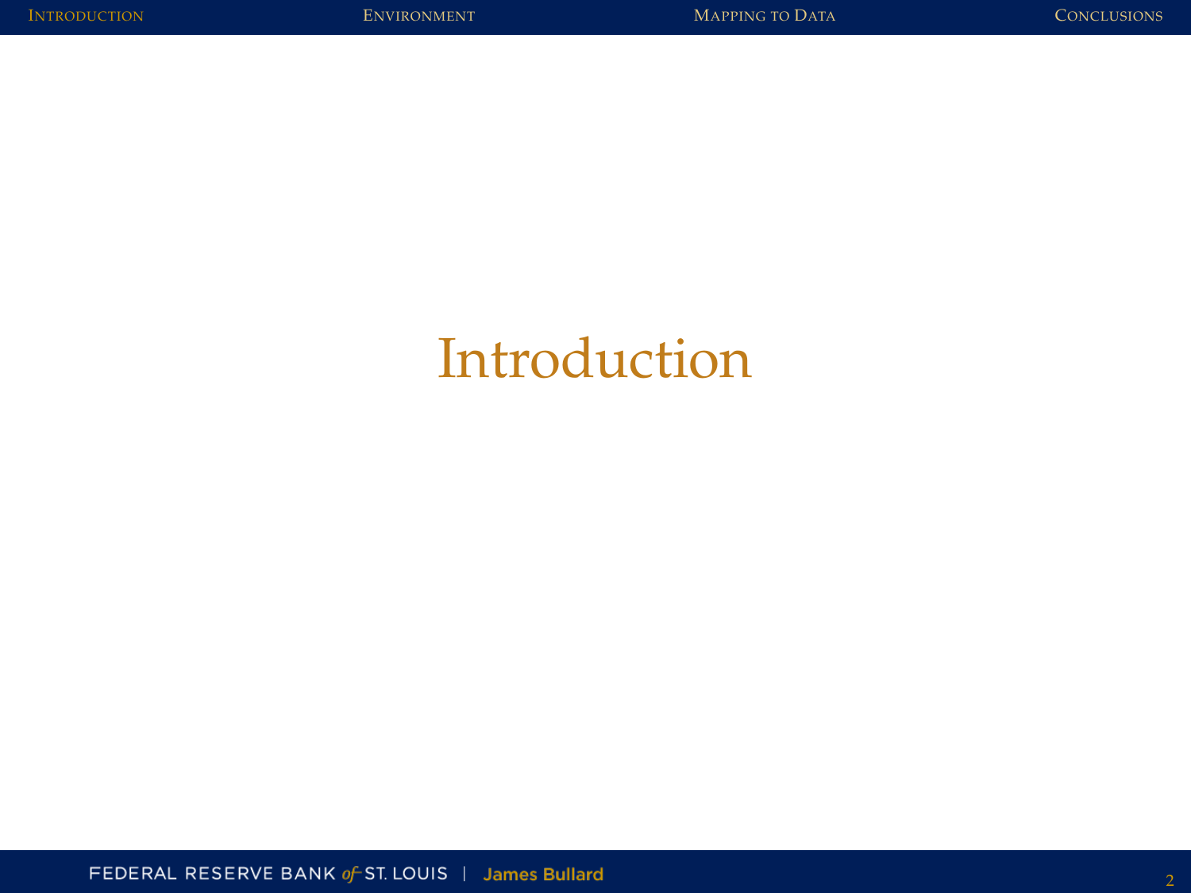# Introduction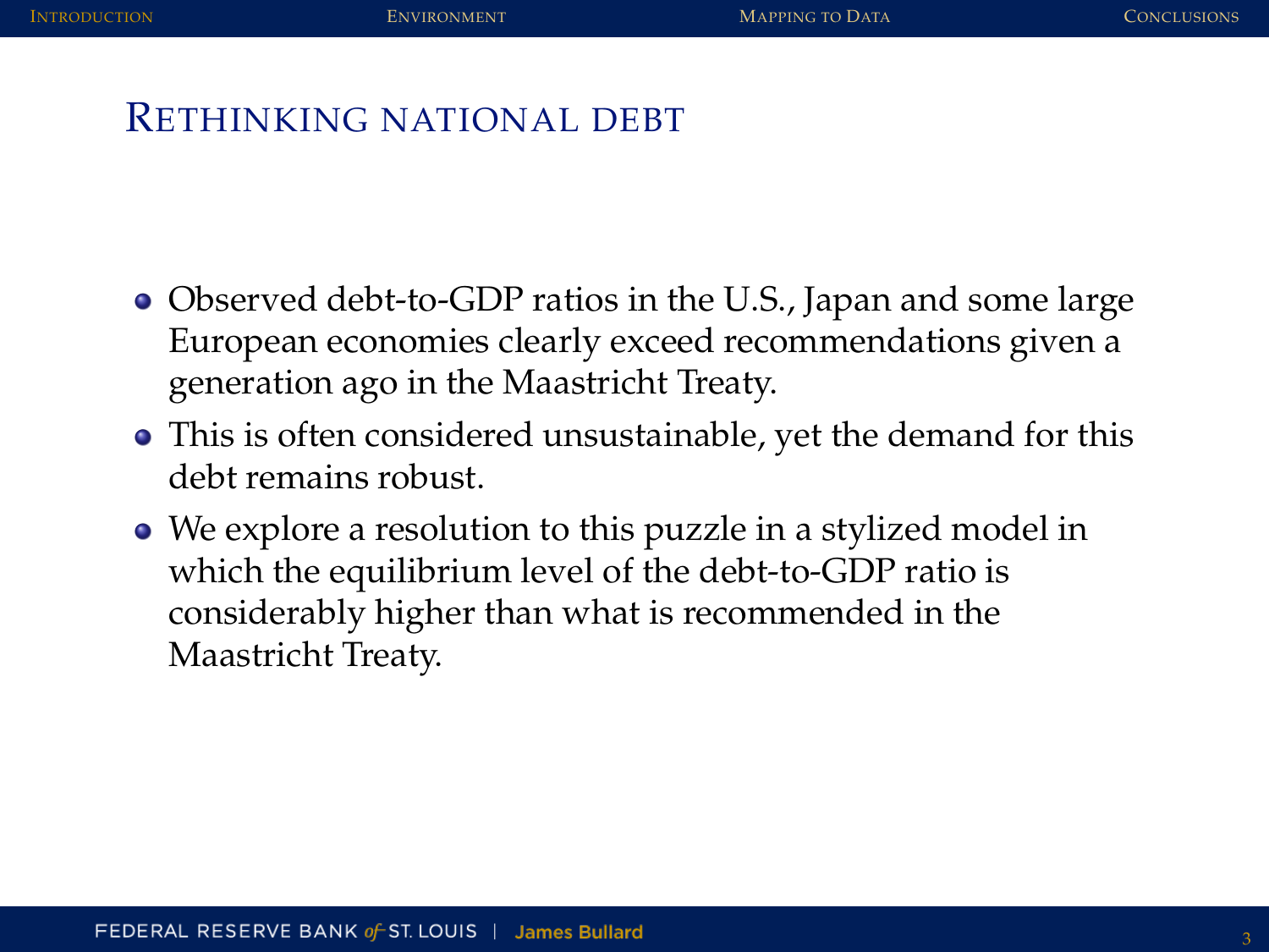## Rethinking national debt

- Observed debt-to-GDP ratios in the U.S., Japan and some large European economies clearly exceed recommendations given a generation ago in the Maastricht Treaty.
- This is often considered unsustainable, yet the demand for this debt remains robust.
- We explore a resolution to this puzzle in a stylized model in which the equilibrium level of the debt-to-GDP ratio is considerably higher than what is recommended in the Maastricht Treaty.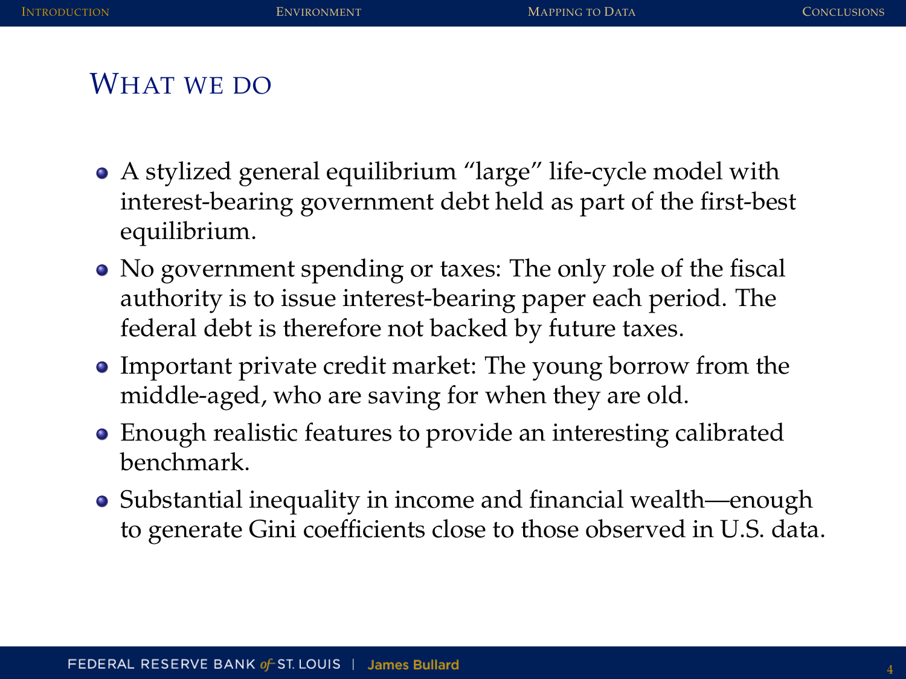## What we do

- A stylized general equilibrium "large" life-cycle model with interest-bearing government debt held as part of the first-best equilibrium.
- No government spending or taxes: The only role of the fiscal authority is to issue interest-bearing paper each period. The federal debt is therefore not backed by future taxes.
- Important private credit market: The young borrow from the middle-aged, who are saving for when they are old.
- Enough realistic features to provide an interesting calibrated benchmark.
- Substantial inequality in income and financial wealth—enough to generate Gini coefficients close to those observed in U.S. data.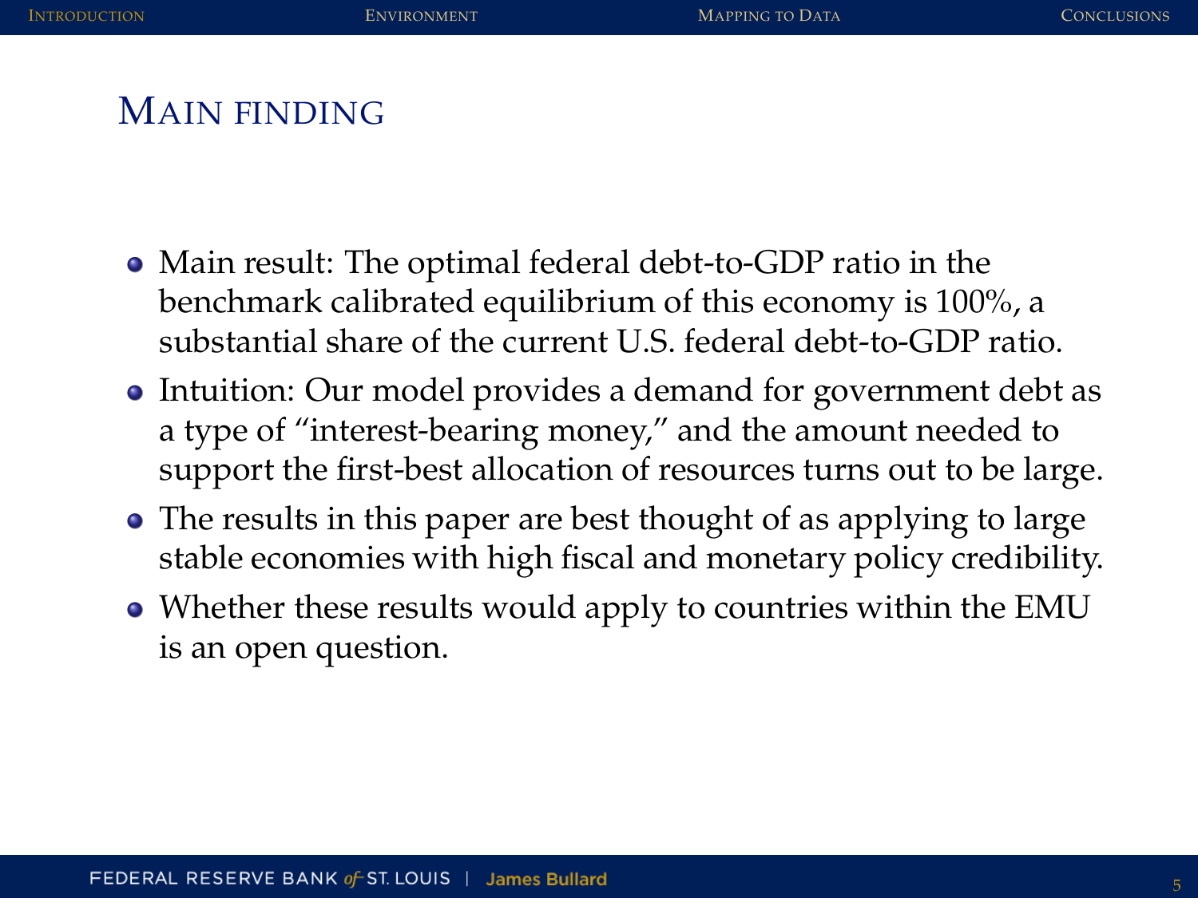# Main finding

- Main result: The optimal federal debt-to-GDP ratio in the benchmark calibrated equilibrium of this economy is 100%, a substantial share of the current U.S. federal debt-to-GDP ratio.
- Intuition: Our model provides a demand for government debt as a type of "interest-bearing money," and the amount needed to support the first-best allocation of resources turns out to be large.
- The results in this paper are best thought of as applying to large stable economies with high fiscal and monetary policy credibility.
- Whether these results would apply to countries within the EMU is an open question.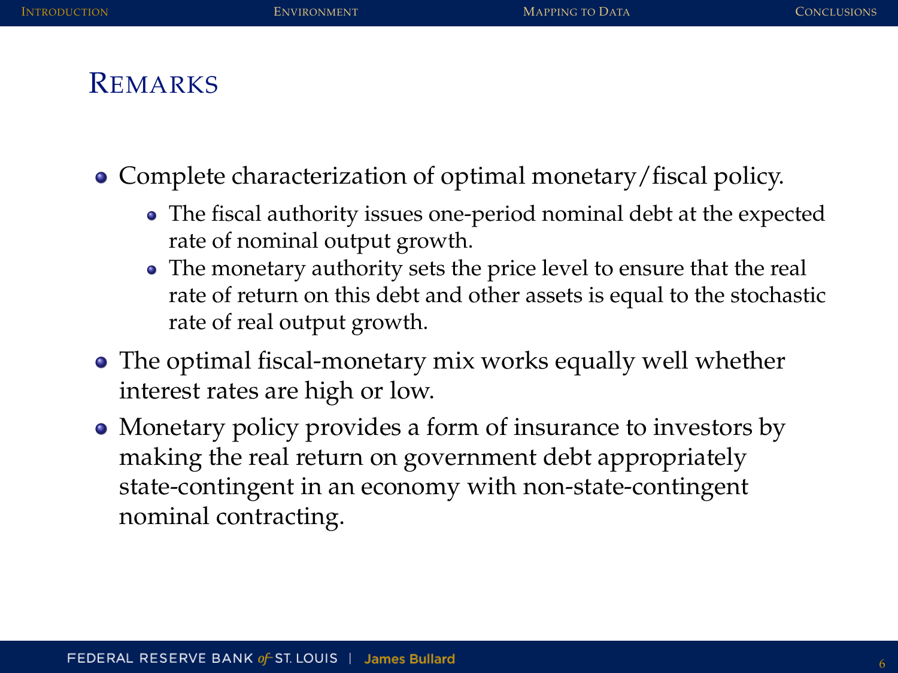## Remarks

- Complete characterization of optimal monetary/fiscal policy.
  - The fiscal authority issues one-period nominal debt at the expected rate of nominal output growth.
  - The monetary authority sets the price level to ensure that the real rate of return on this debt and other assets is equal to the stochastic rate of real output growth.
- The optimal fiscal-monetary mix works equally well whether interest rates are high or low.
- Monetary policy provides a form of insurance to investors by making the real return on government debt appropriately state-contingent in an economy with non-state-contingent nominal contracting.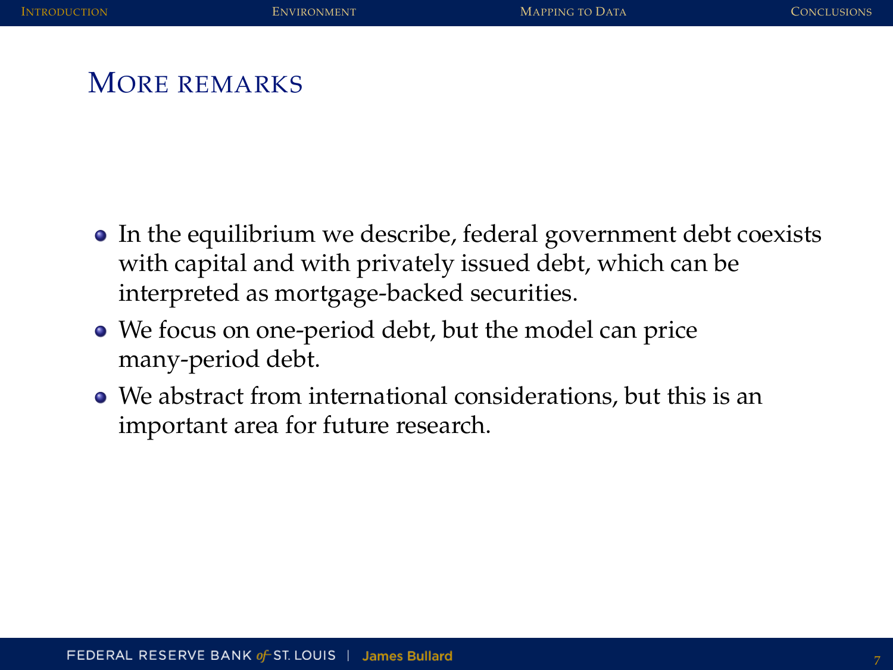## More remarks

- In the equilibrium we describe, federal government debt coexists with capital and with privately issued debt, which can be interpreted as mortgage-backed securities.
- We focus on one-period debt, but the model can price many-period debt.
- We abstract from international considerations, but this is an important area for future research.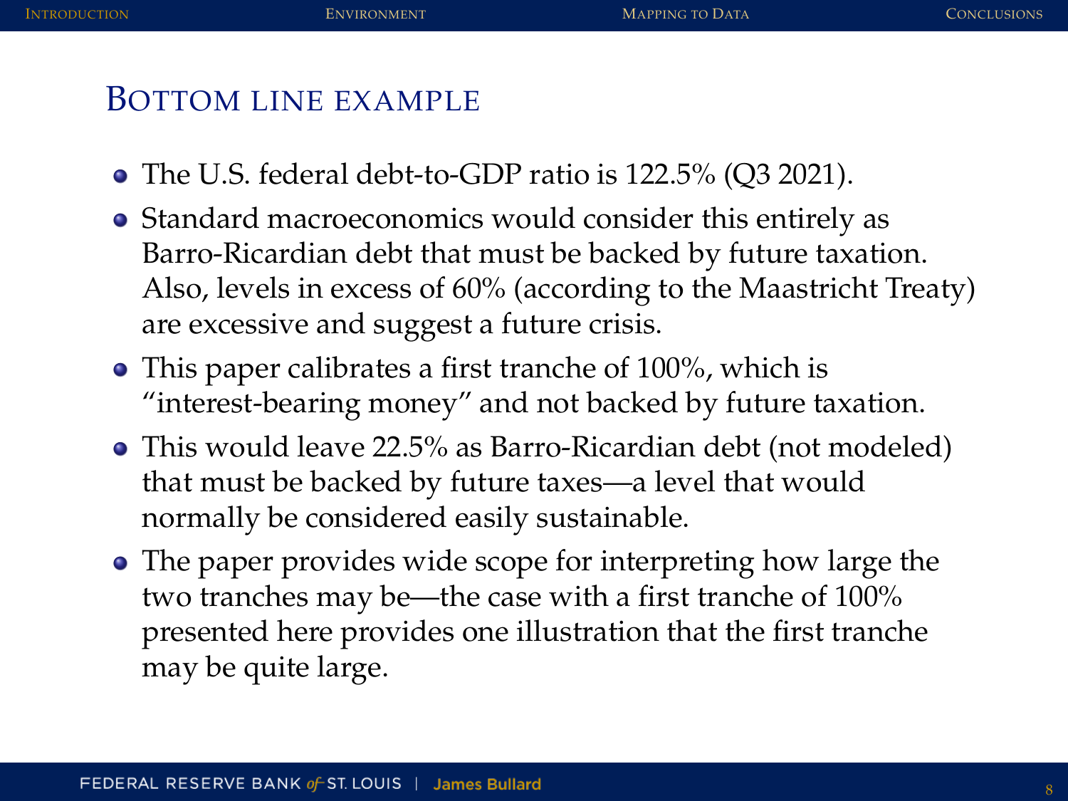## Bottom line example

- The U.S. federal debt-to-GDP ratio is 122.5% (Q3 2021).
- Standard macroeconomics would consider this entirely as Barro-Ricardian debt that must be backed by future taxation. Also, levels in excess of 60% (according to the Maastricht Treaty) are excessive and suggest a future crisis.
- This paper calibrates a first tranche of 100%, which is "interest-bearing money" and not backed by future taxation.
- This would leave 22.5% as Barro-Ricardian debt (not modeled) that must be backed by future taxes—a level that would normally be considered easily sustainable.
- The paper provides wide scope for interpreting how large the two tranches may be—the case with a first tranche of 100% presented here provides one illustration that the first tranche may be quite large.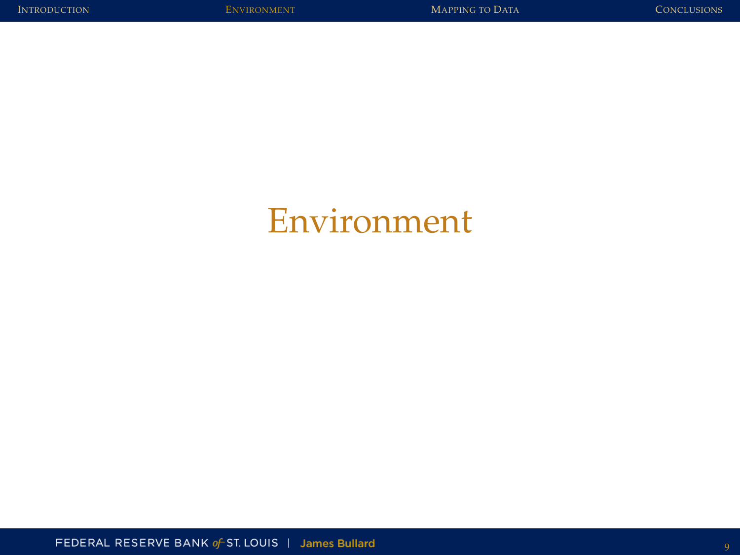# Environment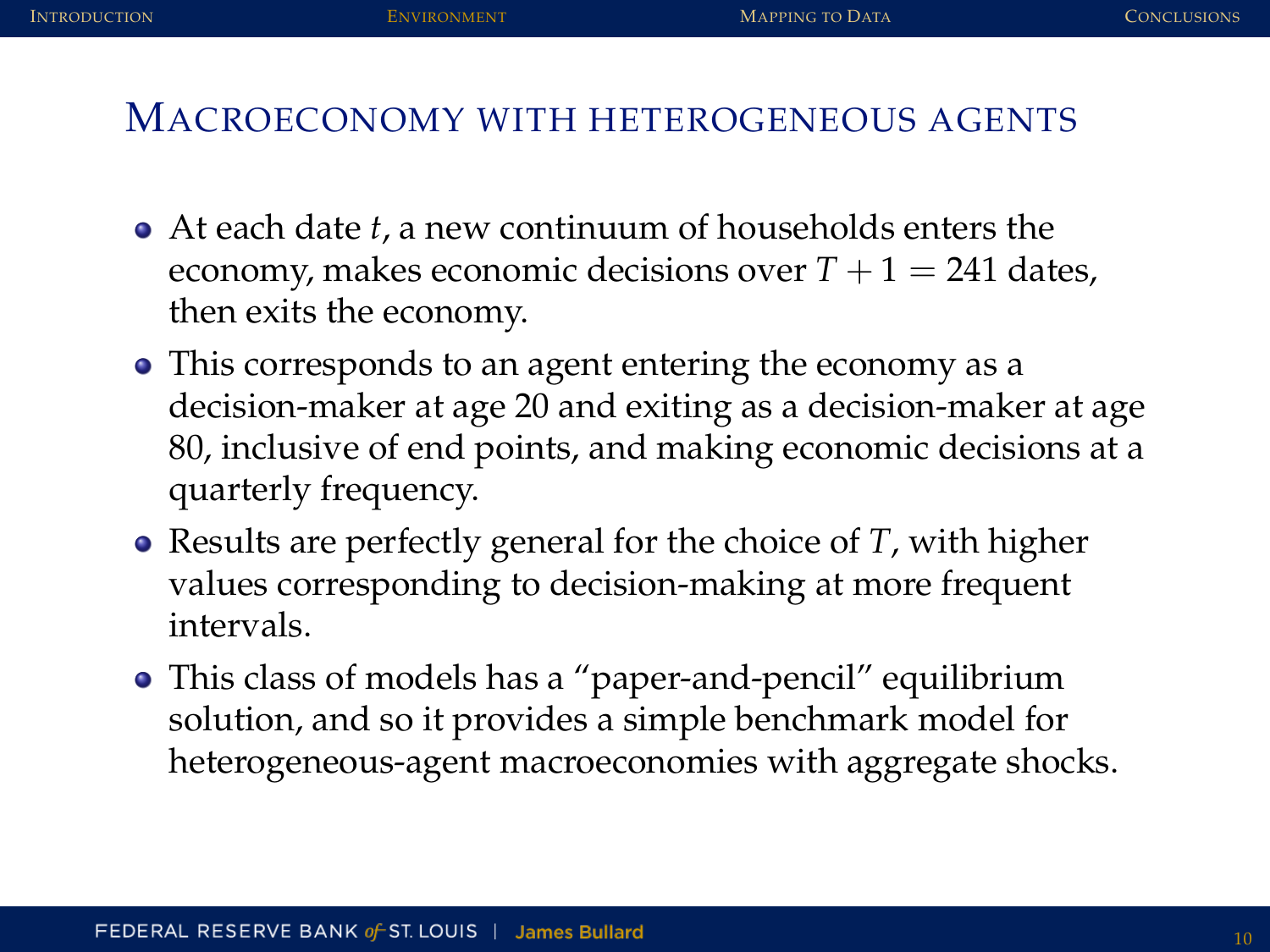## Macroeconomy with heterogeneous agents

- At each date $t$, a new continuum of households enters the economy, makes economic decisions over $T + 1 = 241$ dates, then exits the economy.
- This corresponds to an agent entering the economy as a decision-maker at age 20 and exiting as a decision-maker at age 80, inclusive of end points, and making economic decisions at a quarterly frequency.
- Results are perfectly general for the choice of $T$, with higher values corresponding to decision-making at more frequent intervals.
- This class of models has a "paper-and-pencil" equilibrium solution, and so it provides a simple benchmark model for heterogeneous-agent macroeconomies with aggregate shocks.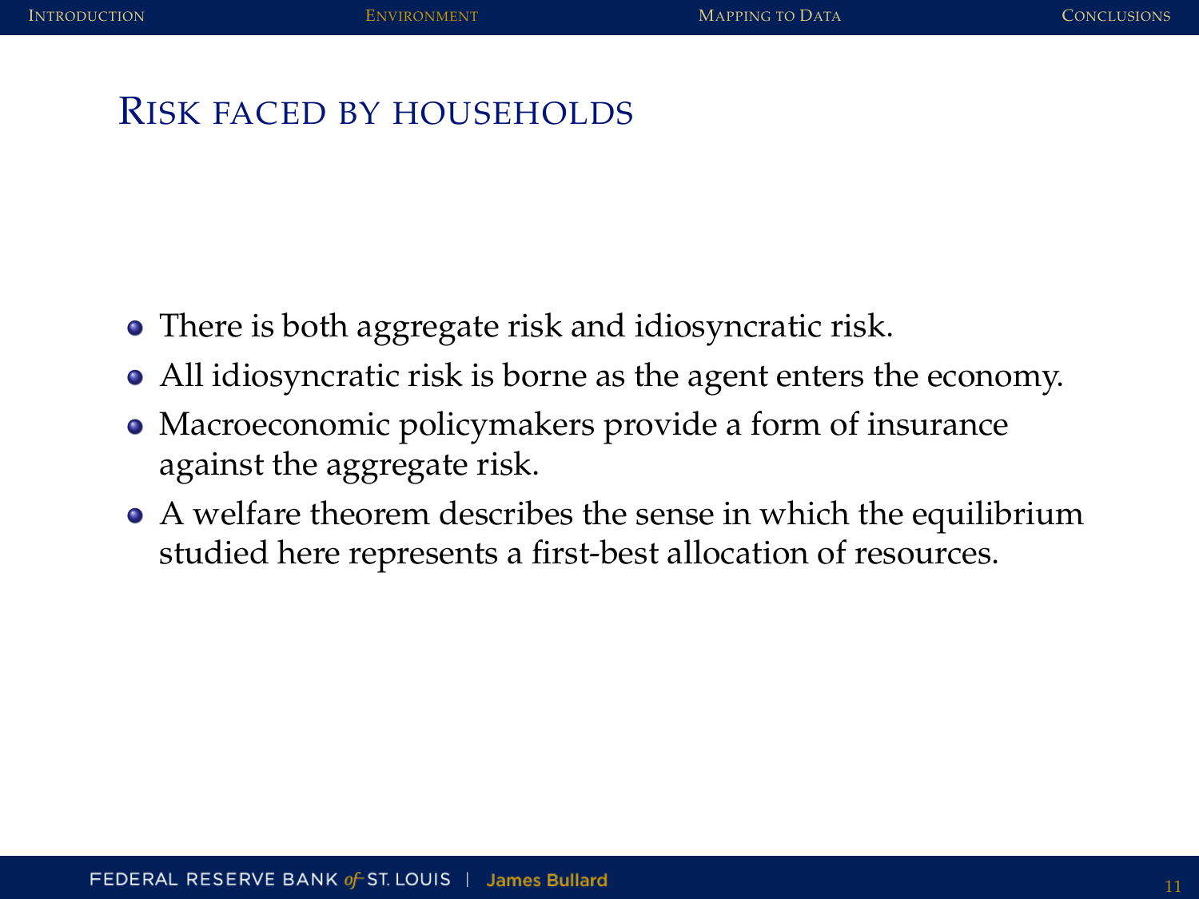## Risk faced by households

- There is both aggregate risk and idiosyncratic risk.
- All idiosyncratic risk is borne as the agent enters the economy.
- Macroeconomic policymakers provide a form of insurance against the aggregate risk.
- A welfare theorem describes the sense in which the equilibrium studied here represents a first-best allocation of resources.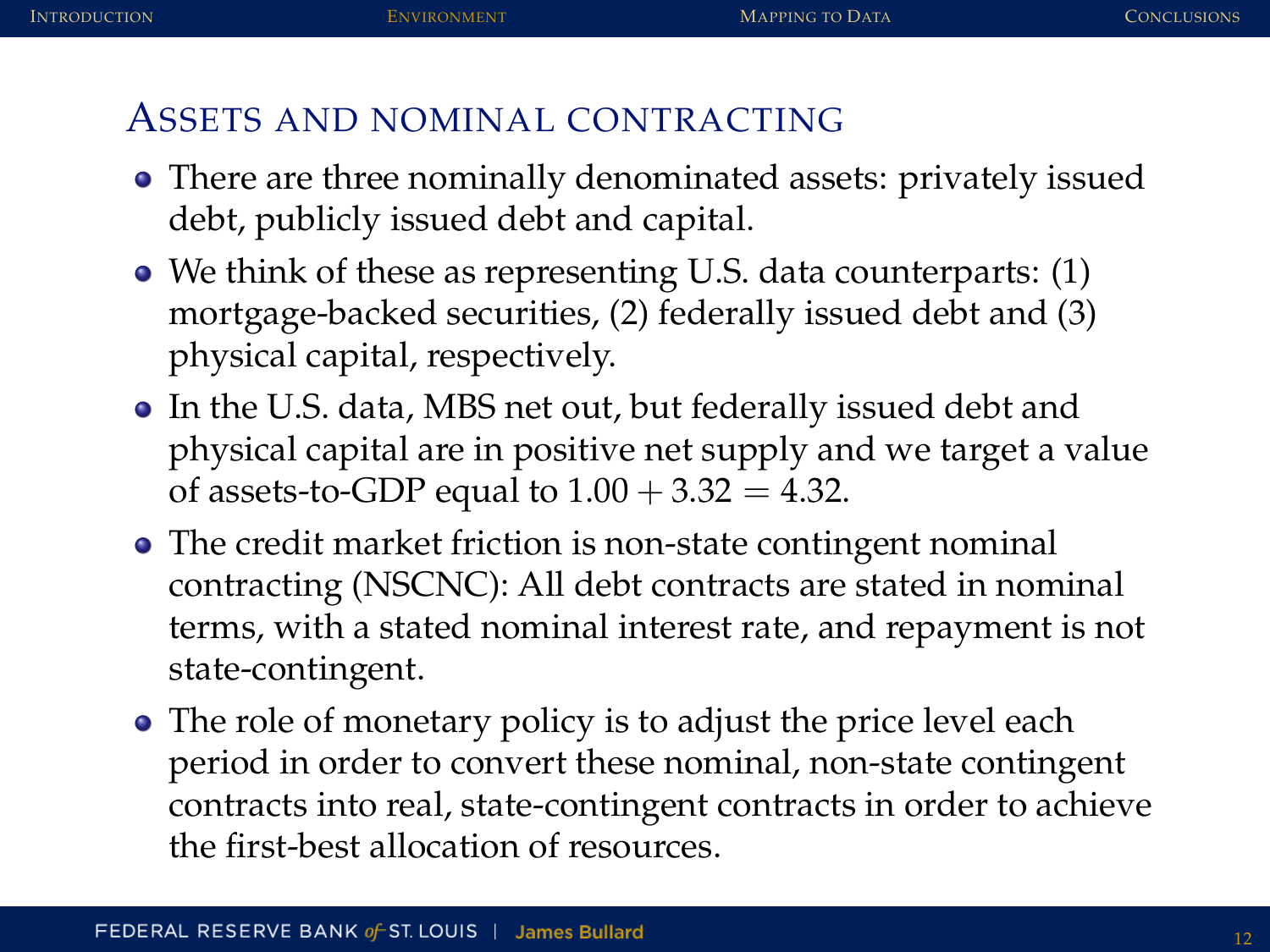## Assets and nominal contracting

- There are three nominally denominated assets: privately issued debt, publicly issued debt and capital.
- We think of these as representing U.S. data counterparts: (1) mortgage-backed securities, (2) federally issued debt and (3) physical capital, respectively.
- In the U.S. data, MBS net out, but federally issued debt and physical capital are in positive net supply and we target a value of assets-to-GDP equal to $1.00 + 3.32 = 4.32$.
- The credit market friction is non-state contingent nominal contracting (NSCNC): All debt contracts are stated in nominal terms, with a stated nominal interest rate, and repayment is not state-contingent.
- The role of monetary policy is to adjust the price level each period in order to convert these nominal, non-state contingent contracts into real, state-contingent contracts in order to achieve the first-best allocation of resources.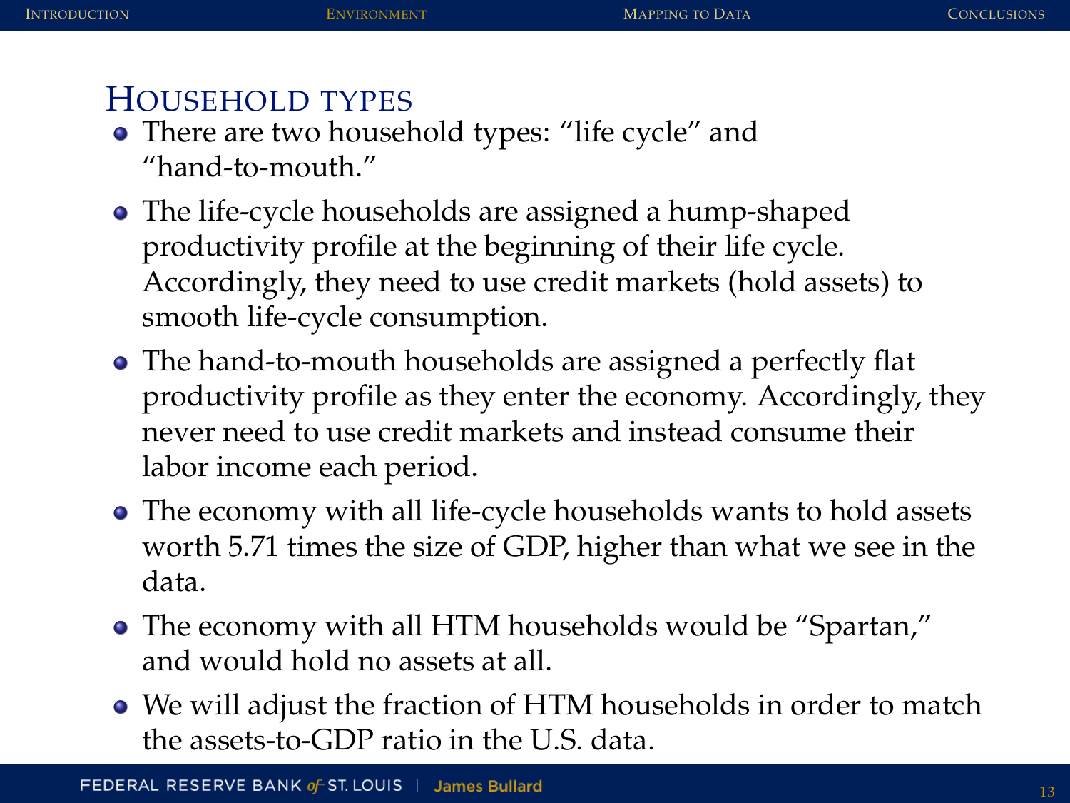## Household types

- There are two household types: "life cycle" and "hand-to-mouth."
- The life-cycle households are assigned a hump-shaped productivity profile at the beginning of their life cycle. Accordingly, they need to use credit markets (hold assets) to smooth life-cycle consumption.
- The hand-to-mouth households are assigned a perfectly flat productivity profile as they enter the economy. Accordingly, they never need to use credit markets and instead consume their labor income each period.
- The economy with all life-cycle households wants to hold assets worth 5.71 times the size of GDP, higher than what we see in the data.
- The economy with all HTM households would be "Spartan," and would hold no assets at all.
- We will adjust the fraction of HTM households in order to match the assets-to-GDP ratio in the U.S. data.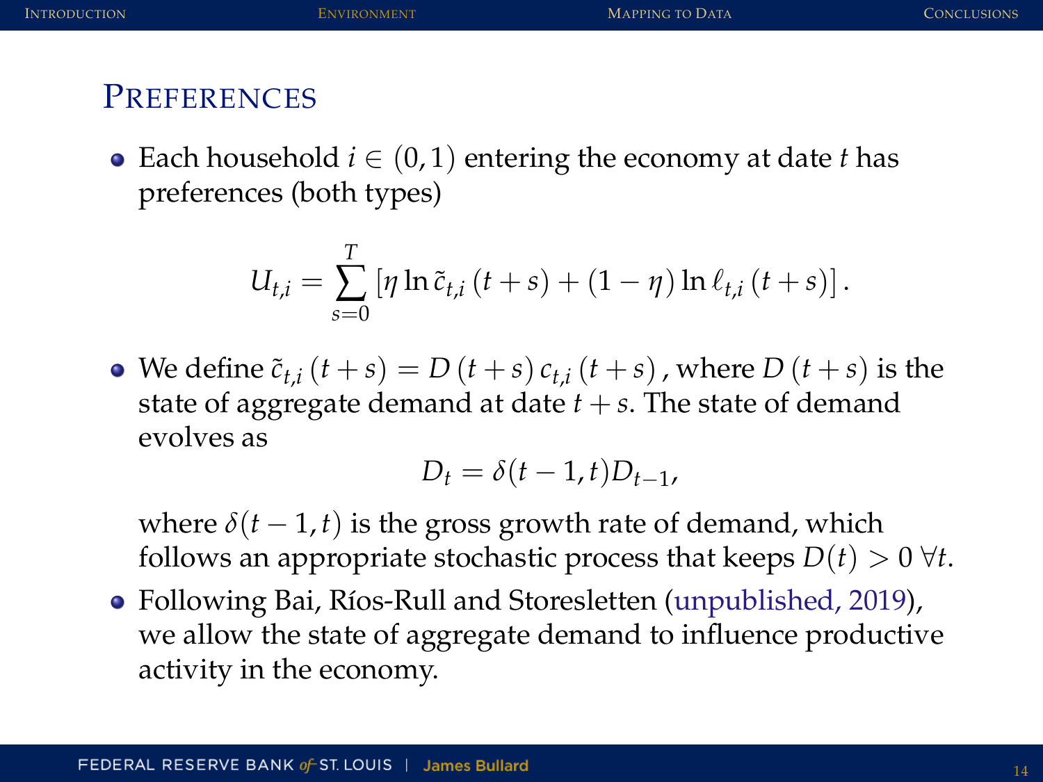# Preferences

- Each household $i \in (0, 1)$ entering the economy at date $t$ has preferences (both types)

$$U_{t,i} = \sum_{s=0}^{T} \left[ \eta \ln \tilde{c}_{t,i}(t+s) + (1-\eta) \ln \ell_{t,i}(t+s) \right].$$

- We define $\tilde{c}_{t,i}(t+s) = D(t+s)\, c_{t,i}(t+s)$, where $D(t+s)$ is the state of aggregate demand at date $t+s$. The state of demand evolves as

$$D_t = \delta(t-1, t) D_{t-1},$$

  where $\delta(t-1, t)$ is the gross growth rate of demand, which follows an appropriate stochastic process that keeps $D(t) > 0 \; \forall t$.

- Following Bai, Ríos-Rull and Storesletten (unpublished, 2019), we allow the state of aggregate demand to influence productive activity in the economy.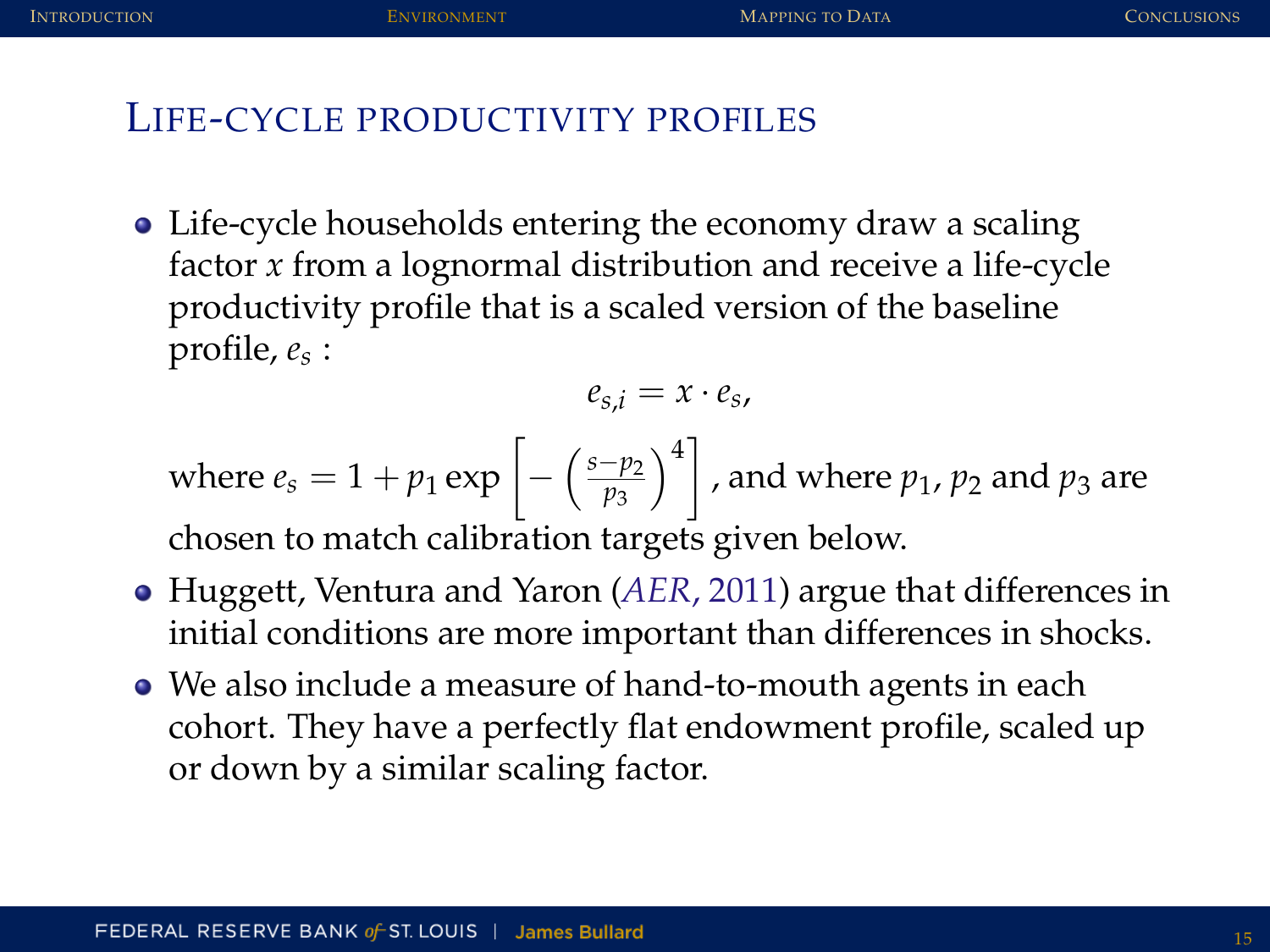## Life-cycle productivity profiles

- Life-cycle households entering the economy draw a scaling factor $x$ from a lognormal distribution and receive a life-cycle productivity profile that is a scaled version of the baseline profile, $e_s$ :

$$e_{s,i} = x \cdot e_s,$$

  where $e_s = 1 + p_1 \exp\left[-\left(\frac{s-p_2}{p_3}\right)^4\right]$, and where $p_1$, $p_2$ and $p_3$ are chosen to match calibration targets given below.

- Huggett, Ventura and Yaron (*AER*, 2011) argue that differences in initial conditions are more important than differences in shocks.
- We also include a measure of hand-to-mouth agents in each cohort. They have a perfectly flat endowment profile, scaled up or down by a similar scaling factor.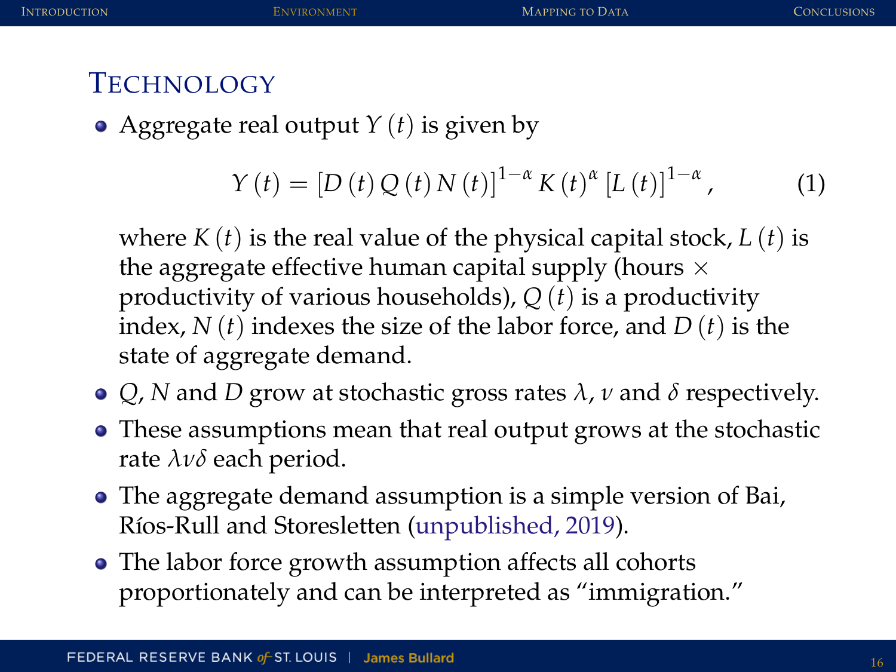## Technology

- Aggregate real output $Y(t)$ is given by

$$Y(t) = [D(t) Q(t) N(t)]^{1-\alpha} K(t)^{\alpha} [L(t)]^{1-\alpha}, \tag{1}$$

  where $K(t)$ is the real value of the physical capital stock, $L(t)$ is the aggregate effective human capital supply (hours $\times$ productivity of various households), $Q(t)$ is a productivity index, $N(t)$ indexes the size of the labor force, and $D(t)$ is the state of aggregate demand.

- $Q$, $N$ and $D$ grow at stochastic gross rates $\lambda$, $\nu$ and $\delta$ respectively.
- These assumptions mean that real output grows at the stochastic rate $\lambda\nu\delta$ each period.
- The aggregate demand assumption is a simple version of Bai, Ríos-Rull and Storesletten (unpublished, 2019).
- The labor force growth assumption affects all cohorts proportionately and can be interpreted as "immigration."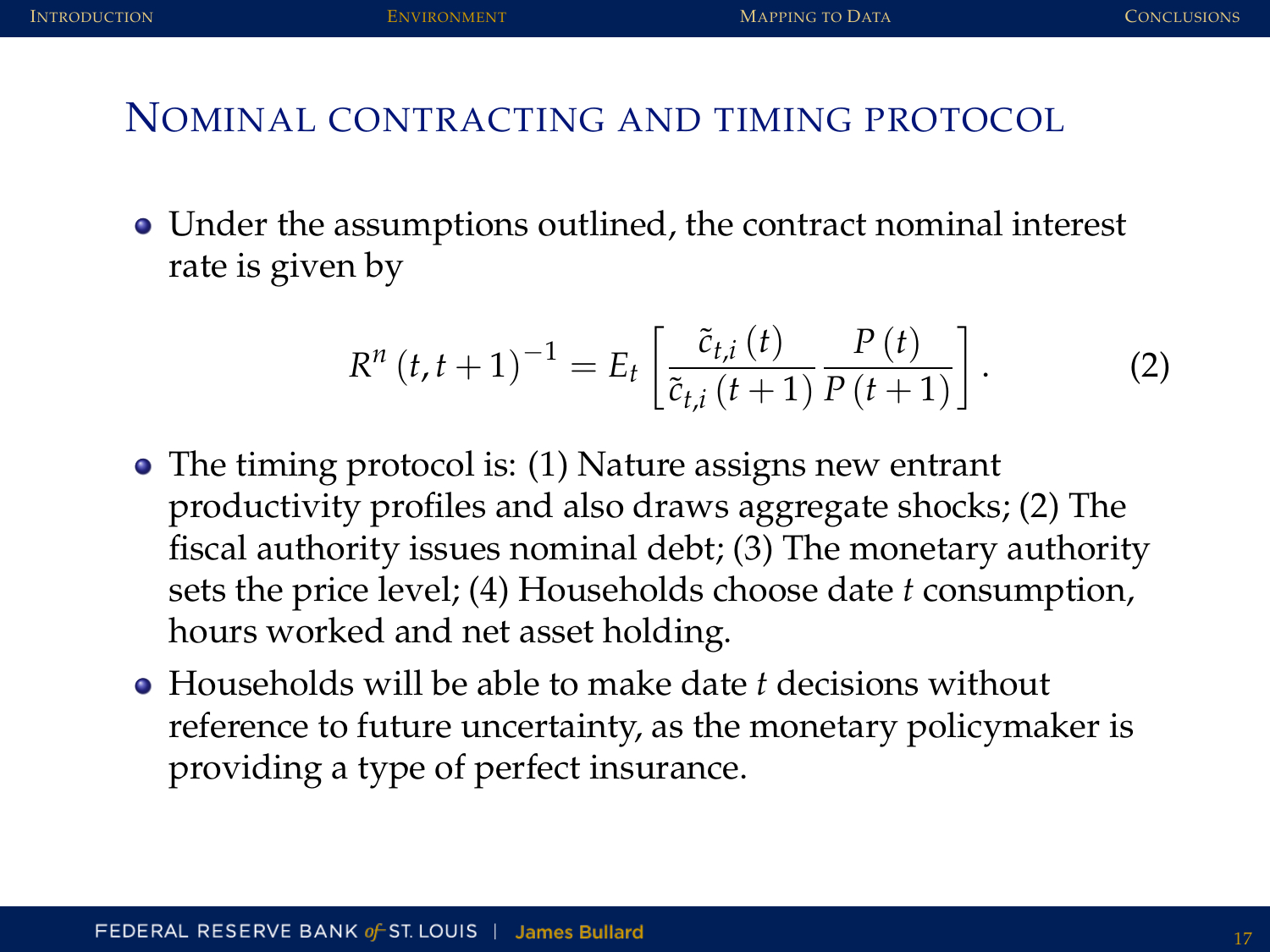## Nominal contracting and timing protocol

- Under the assumptions outlined, the contract nominal interest rate is given by

$$R^n(t, t+1)^{-1} = E_t\left[\frac{\tilde{c}_{t,i}(t)}{\tilde{c}_{t,i}(t+1)} \frac{P(t)}{P(t+1)}\right]. \tag{2}$$

- The timing protocol is: (1) Nature assigns new entrant productivity profiles and also draws aggregate shocks; (2) The fiscal authority issues nominal debt; (3) The monetary authority sets the price level; (4) Households choose date $t$ consumption, hours worked and net asset holding.
- Households will be able to make date $t$ decisions without reference to future uncertainty, as the monetary policymaker is providing a type of perfect insurance.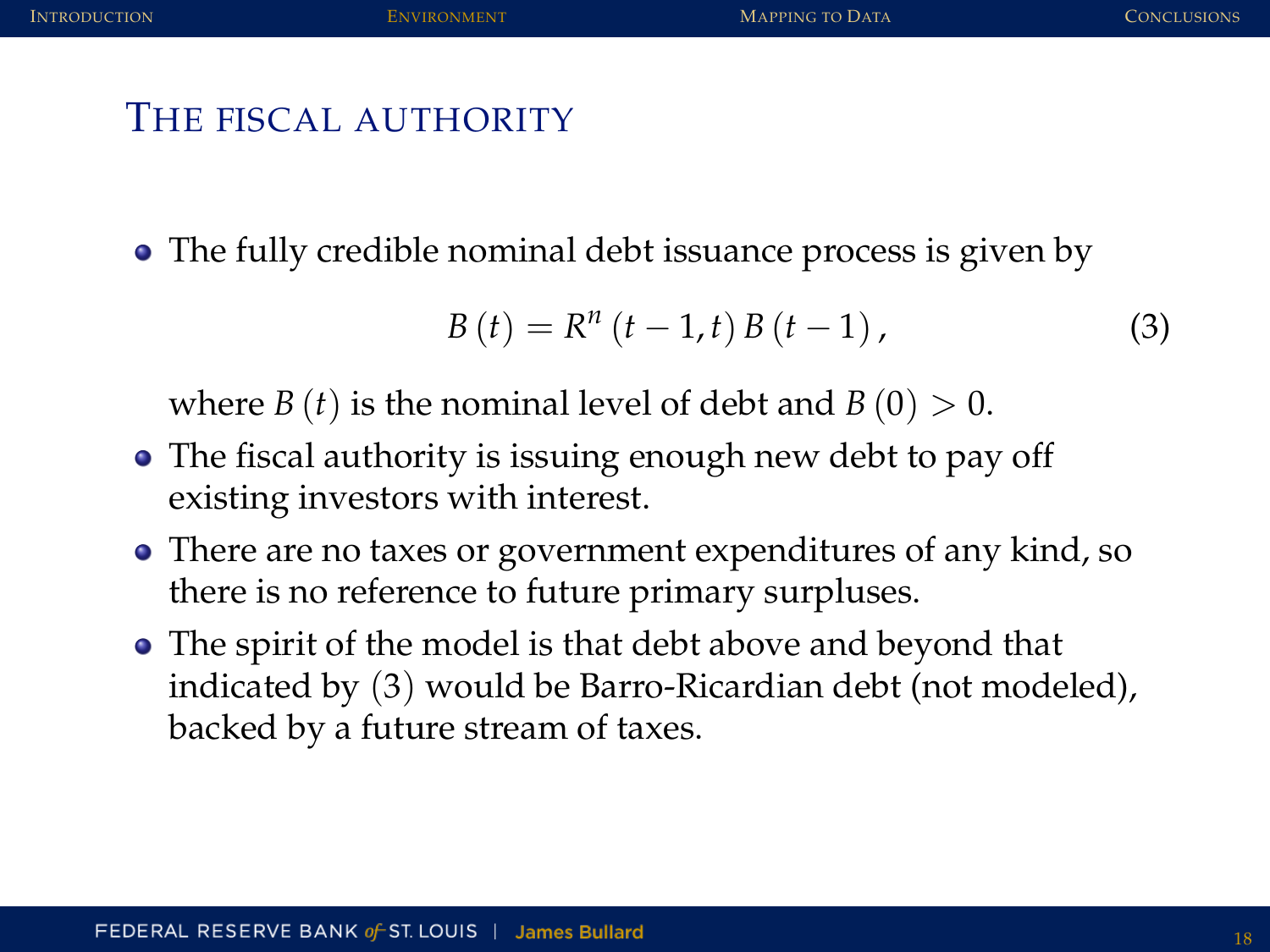## The fiscal authority

- The fully credible nominal debt issuance process is given by

$$B(t) = R^{n}(t-1,t)\, B(t-1), \tag{3}$$

  where $B(t)$ is the nominal level of debt and $B(0) > 0$.

- The fiscal authority is issuing enough new debt to pay off existing investors with interest.
- There are no taxes or government expenditures of any kind, so there is no reference to future primary surpluses.
- The spirit of the model is that debt above and beyond that indicated by (3) would be Barro-Ricardian debt (not modeled), backed by a future stream of taxes.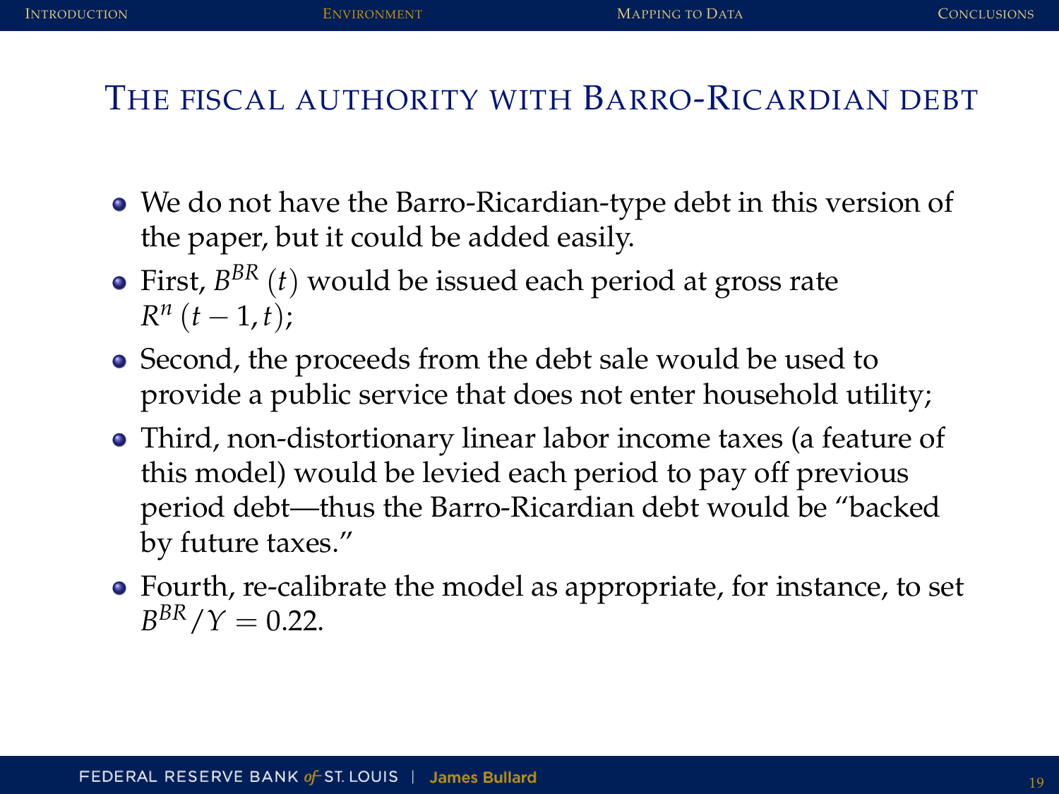## The fiscal authority with Barro-Ricardian debt

- We do not have the Barro-Ricardian-type debt in this version of the paper, but it could be added easily.
- First, $B^{BR}(t)$ would be issued each period at gross rate $R^{n}(t-1,t)$;
- Second, the proceeds from the debt sale would be used to provide a public service that does not enter household utility;
- Third, non-distortionary linear labor income taxes (a feature of this model) would be levied each period to pay off previous period debt—thus the Barro-Ricardian debt would be "backed by future taxes."
- Fourth, re-calibrate the model as appropriate, for instance, to set $B^{BR}/Y = 0.22$.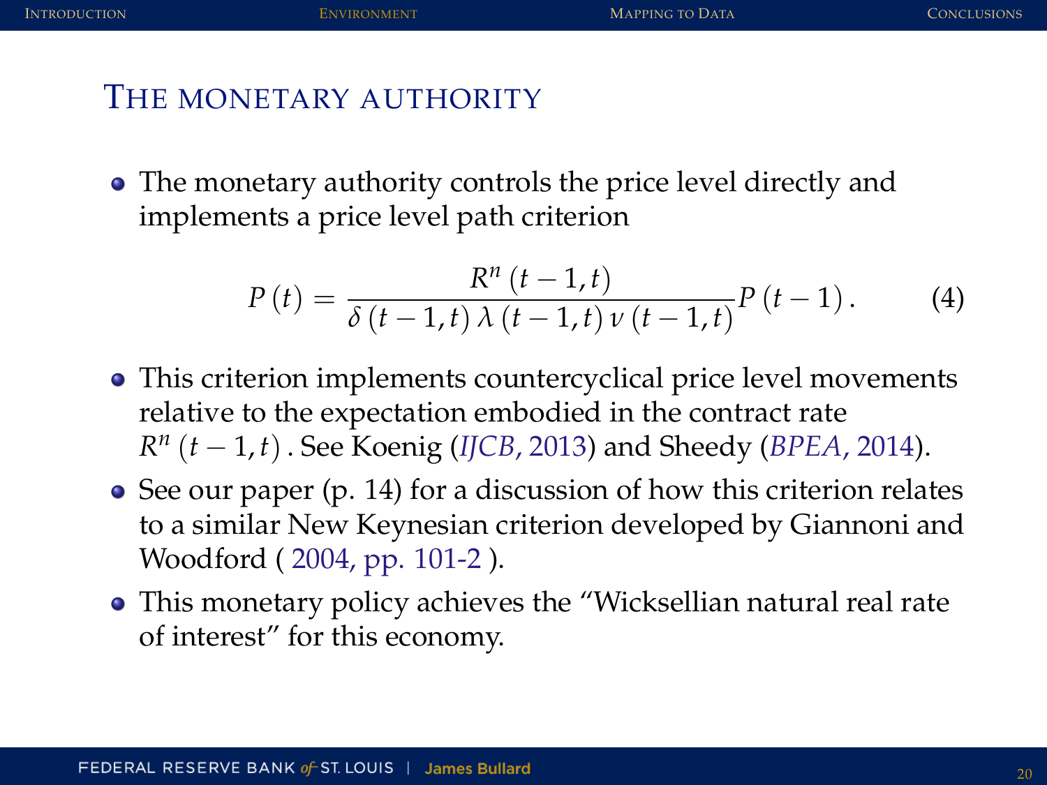## The monetary authority

- The monetary authority controls the price level directly and implements a price level path criterion

$$P(t) = \frac{R^n(t-1,t)}{\delta(t-1,t)\,\lambda(t-1,t)\,\nu(t-1,t)} P(t-1). \tag{4}$$

- This criterion implements countercyclical price level movements relative to the expectation embodied in the contract rate $R^n(t-1,t)$. See Koenig (*IJCB*, 2013) and Sheedy (*BPEA*, 2014).
- See our paper (p. 14) for a discussion of how this criterion relates to a similar New Keynesian criterion developed by Giannoni and Woodford ( 2004, pp. 101-2 ).
- This monetary policy achieves the "Wicksellian natural real rate of interest" for this economy.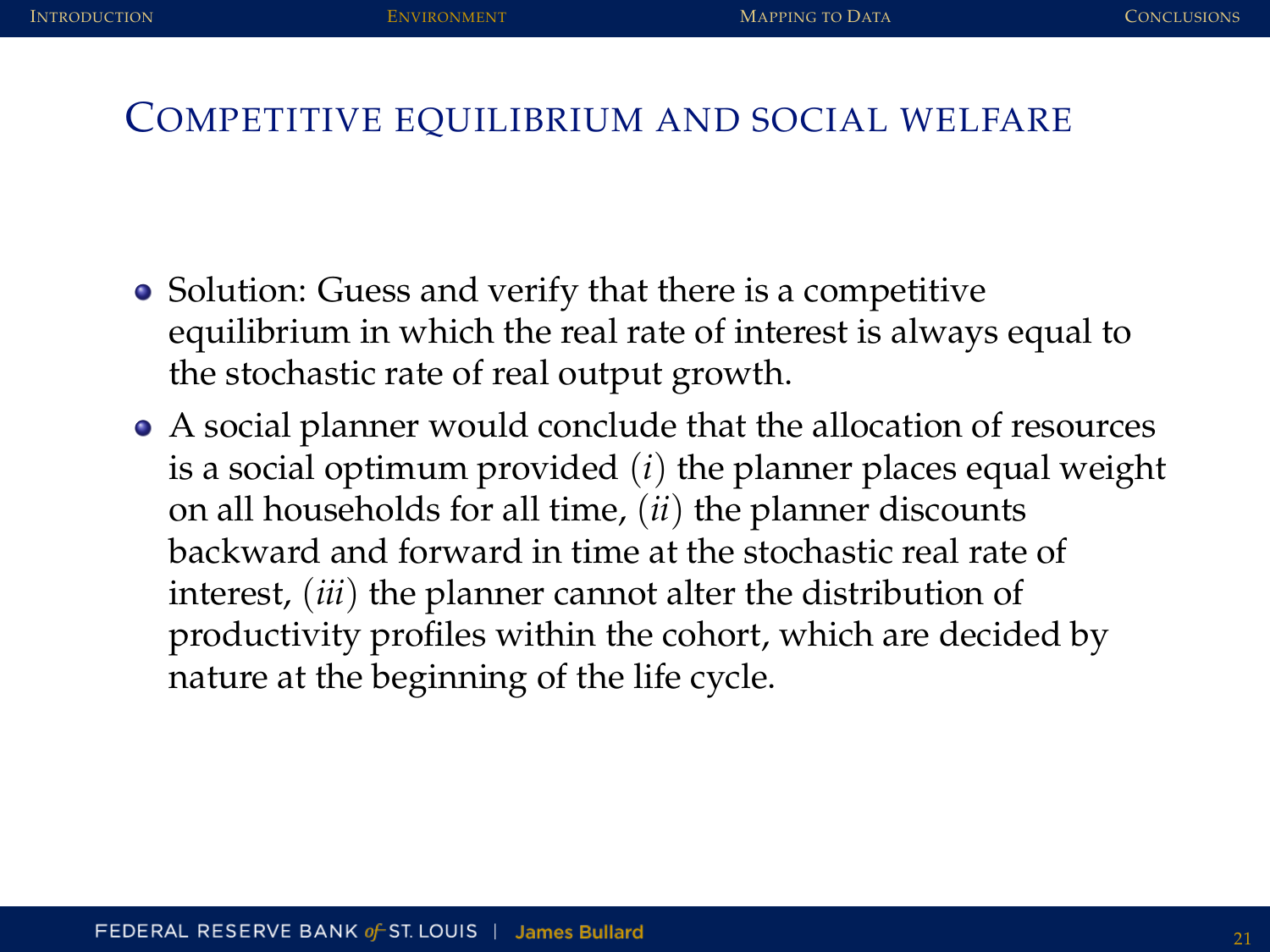## Competitive equilibrium and social welfare

- Solution: Guess and verify that there is a competitive equilibrium in which the real rate of interest is always equal to the stochastic rate of real output growth.
- A social planner would conclude that the allocation of resources is a social optimum provided $(i)$ the planner places equal weight on all households for all time, $(ii)$ the planner discounts backward and forward in time at the stochastic real rate of interest, $(iii)$ the planner cannot alter the distribution of productivity profiles within the cohort, which are decided by nature at the beginning of the life cycle.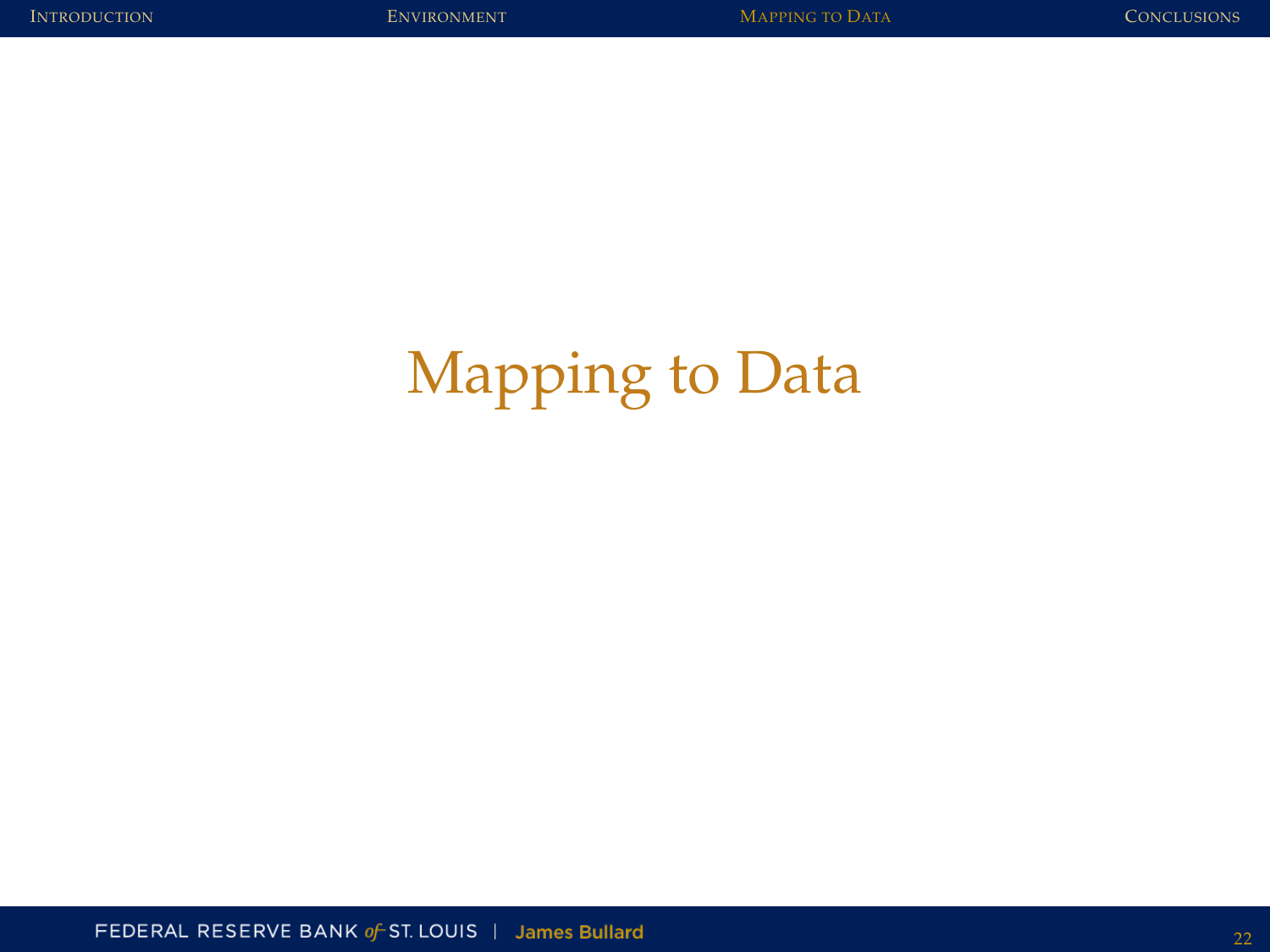# Mapping to Data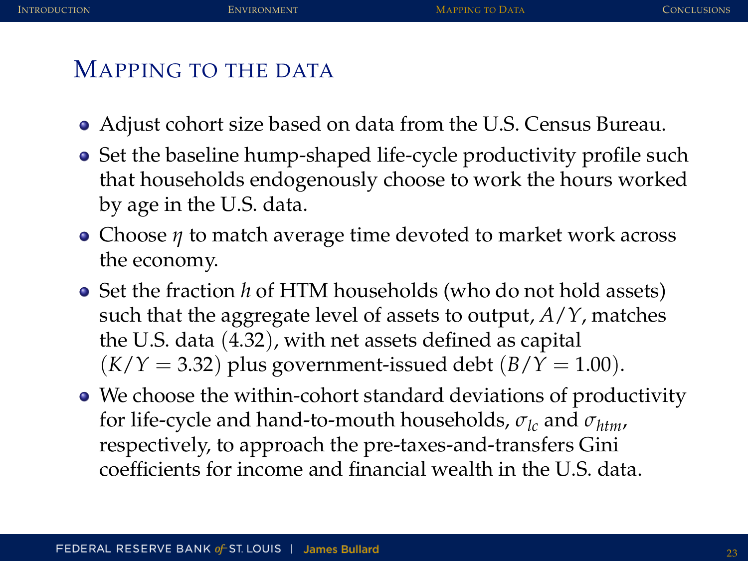# Mapping to the data

- Adjust cohort size based on data from the U.S. Census Bureau.
- Set the baseline hump-shaped life-cycle productivity profile such that households endogenously choose to work the hours worked by age in the U.S. data.
- Choose $\eta$ to match average time devoted to market work across the economy.
- Set the fraction $h$ of HTM households (who do not hold assets) such that the aggregate level of assets to output, $A/Y$, matches the U.S. data $(4.32)$, with net assets defined as capital $(K/Y = 3.32)$ plus government-issued debt $(B/Y = 1.00)$.
- We choose the within-cohort standard deviations of productivity for life-cycle and hand-to-mouth households, $\sigma_{lc}$ and $\sigma_{htm}$, respectively, to approach the pre-taxes-and-transfers Gini coefficients for income and financial wealth in the U.S. data.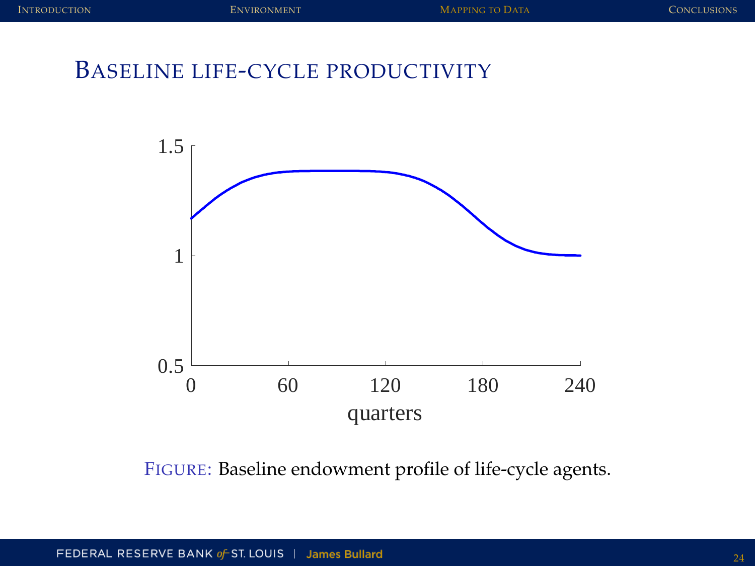## Baseline life-cycle productivity

1.5

1

0.5

0

60

120

180

240

quarters

FIGURE: Baseline endowment profile of life-cycle agents.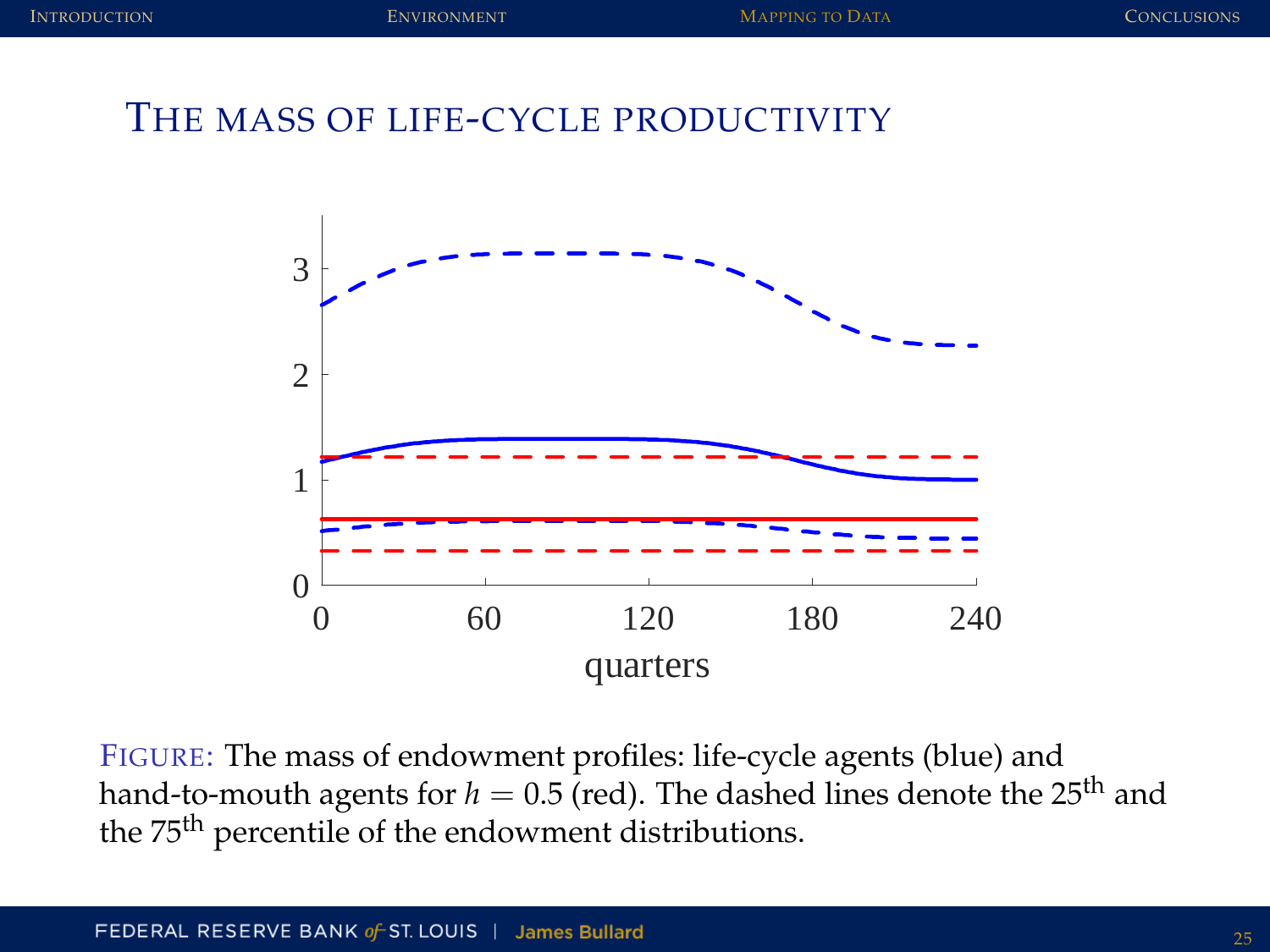## The mass of life-cycle productivity

3
2
1
0
0
60
120
180
240
quarters

FIGURE: The mass of endowment profiles: life-cycle agents (blue) and hand-to-mouth agents for $h = 0.5$ (red). The dashed lines denote the 25th and the 75th percentile of the endowment distributions.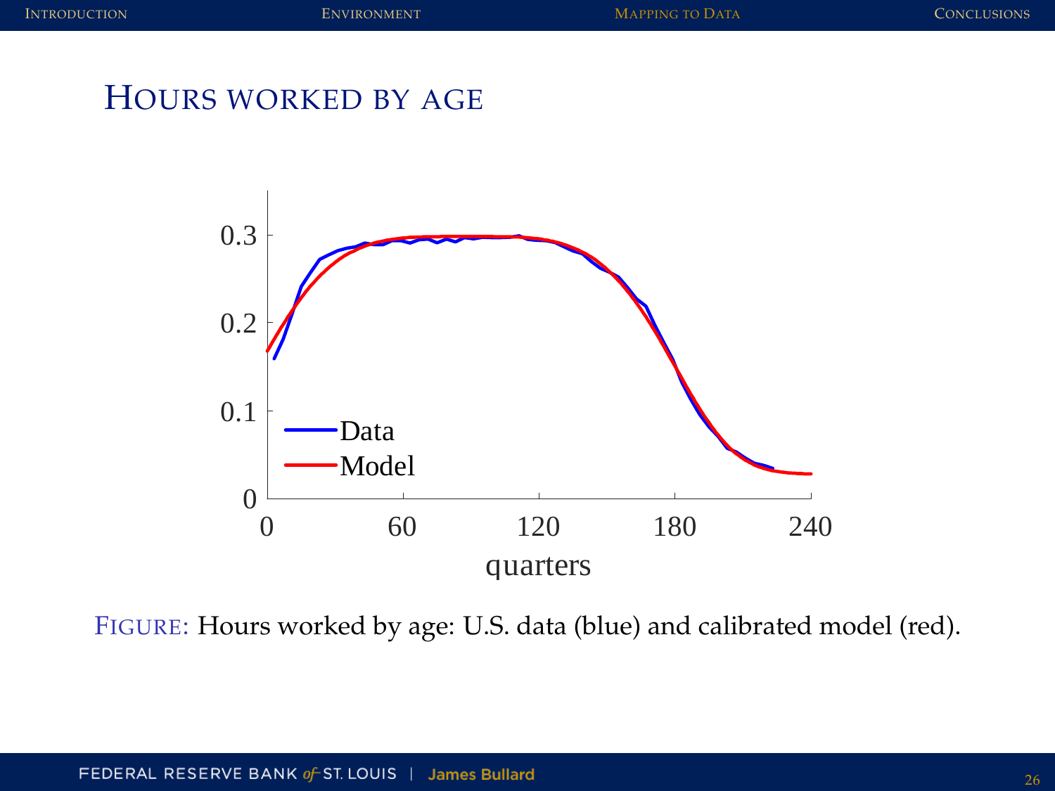## Hours worked by age

0.3
0.2
0.1
0
0
60
120
180
240
quarters

Data
Model

Figure: Hours worked by age: U.S. data (blue) and calibrated model (red).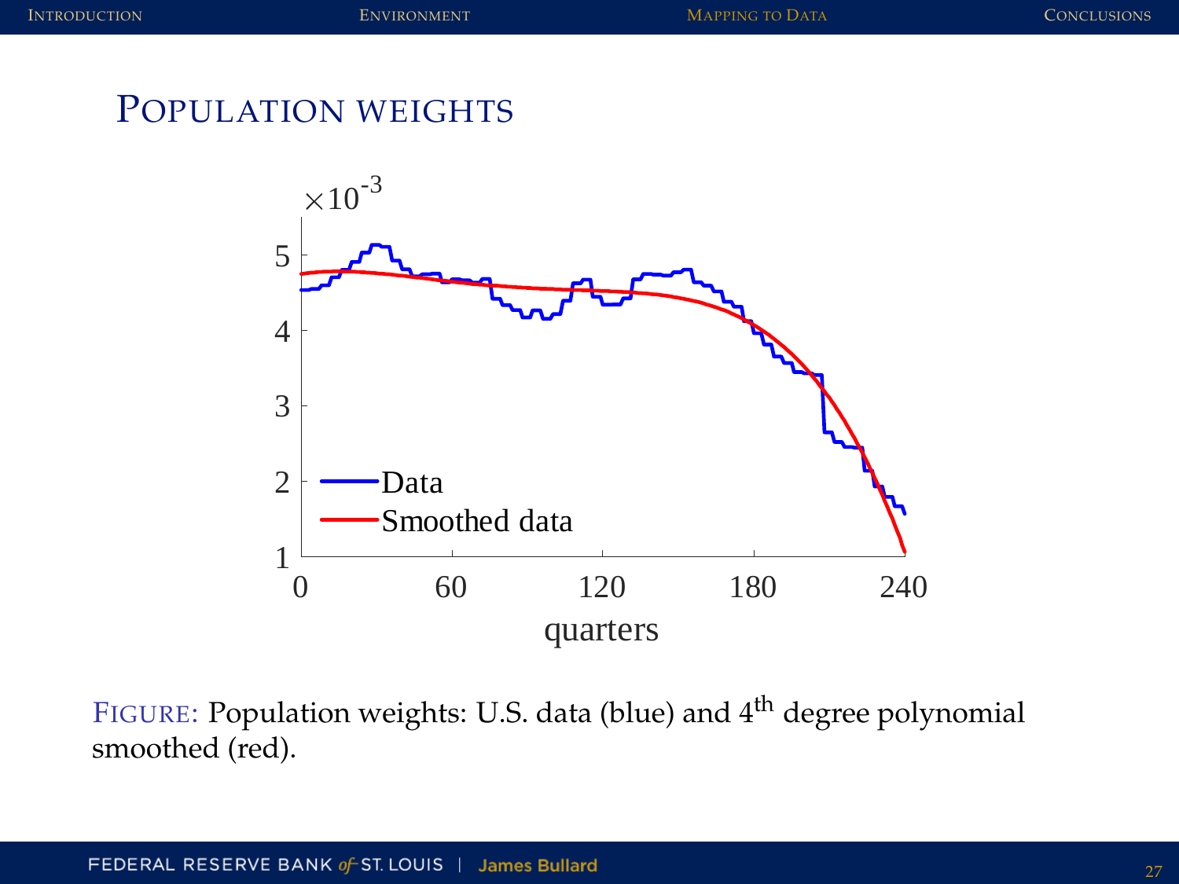## Population weights

FIGURE: Population weights: U.S. data (blue) and 4th degree polynomial smoothed (red).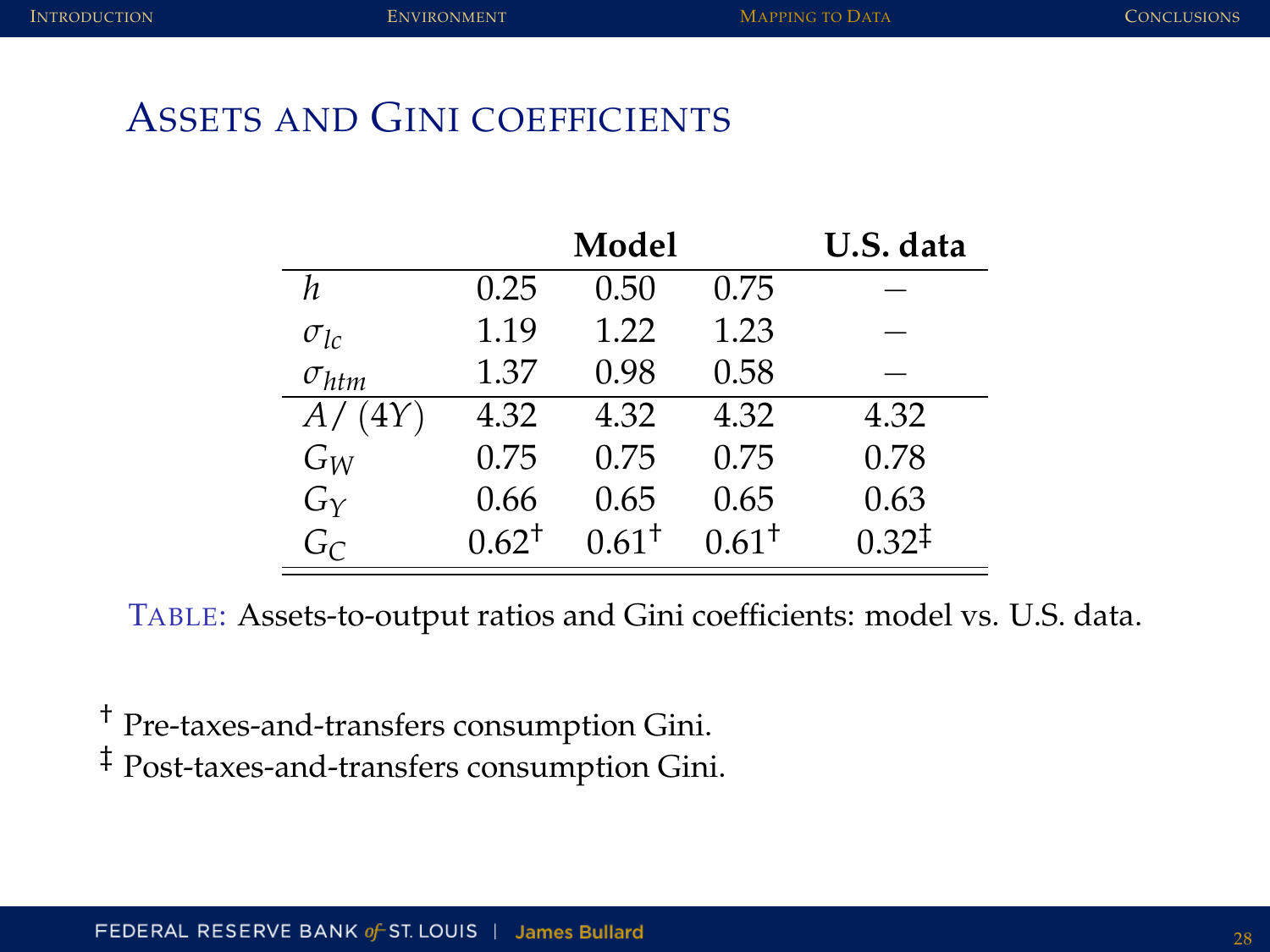## Assets and Gini coefficients

| | Model | | | U.S. data |
|---|---|---|---|---|
| $h$ | 0.25 | 0.50 | 0.75 | – |
| $\sigma_{lc}$ | 1.19 | 1.22 | 1.23 | – |
| $\sigma_{htm}$ | 1.37 | 0.98 | 0.58 | – |
| $A/(4Y)$ | 4.32 | 4.32 | 4.32 | 4.32 |
| $G_W$ | 0.75 | 0.75 | 0.75 | 0.78 |
| $G_Y$ | 0.66 | 0.65 | 0.65 | 0.63 |
| $G_C$ | $0.62^{\dagger}$ | $0.61^{\dagger}$ | $0.61^{\dagger}$ | $0.32^{\ddagger}$ |

Table: Assets-to-output ratios and Gini coefficients: model vs. U.S. data.

† Pre-taxes-and-transfers consumption Gini.

‡ Post-taxes-and-transfers consumption Gini.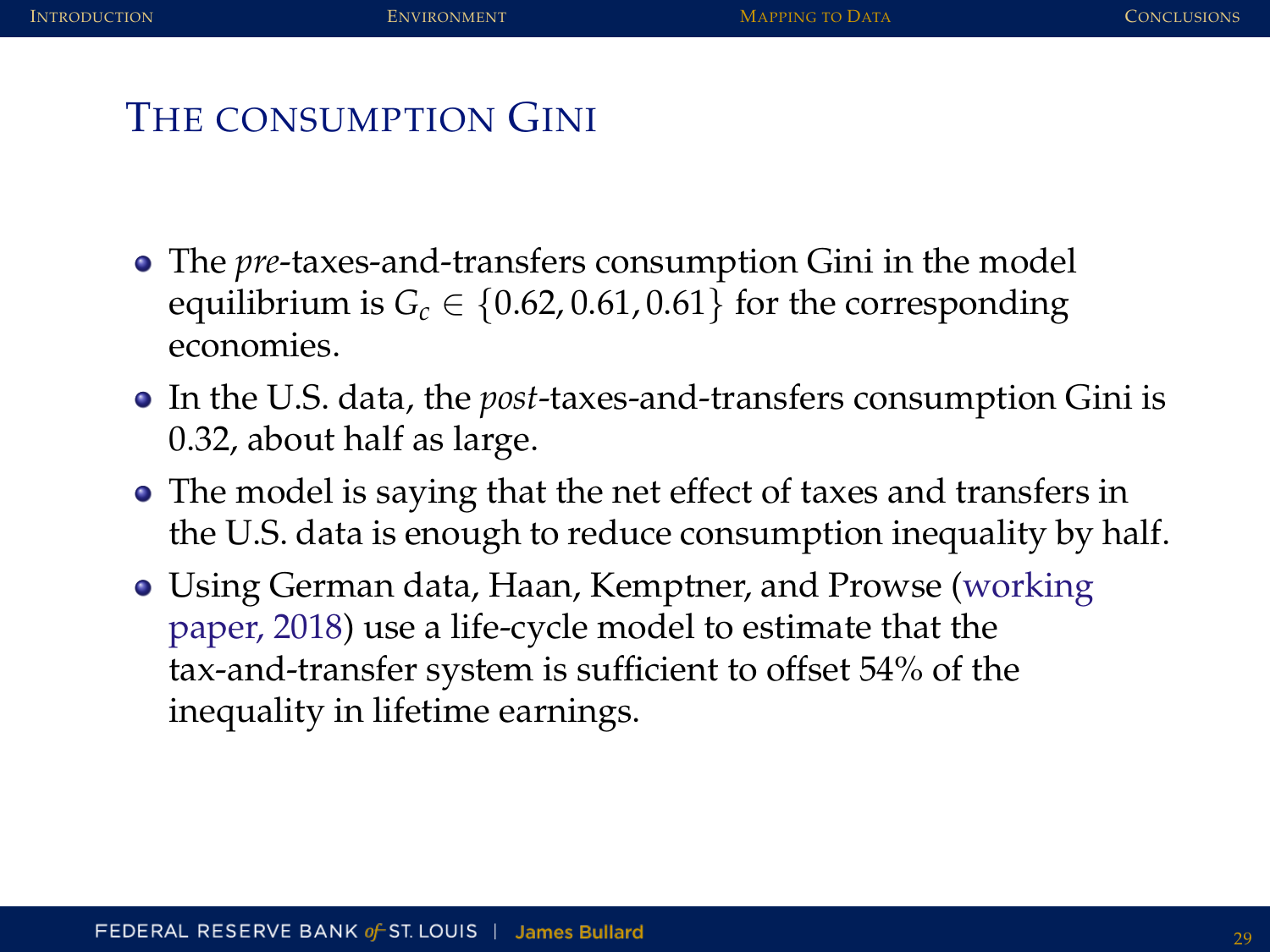## The consumption Gini

- The *pre*-taxes-and-transfers consumption Gini in the model equilibrium is $G_c \in \{0.62, 0.61, 0.61\}$ for the corresponding economies.
- In the U.S. data, the *post*-taxes-and-transfers consumption Gini is 0.32, about half as large.
- The model is saying that the net effect of taxes and transfers in the U.S. data is enough to reduce consumption inequality by half.
- Using German data, Haan, Kemptner, and Prowse (working paper, 2018) use a life-cycle model to estimate that the tax-and-transfer system is sufficient to offset 54% of the inequality in lifetime earnings.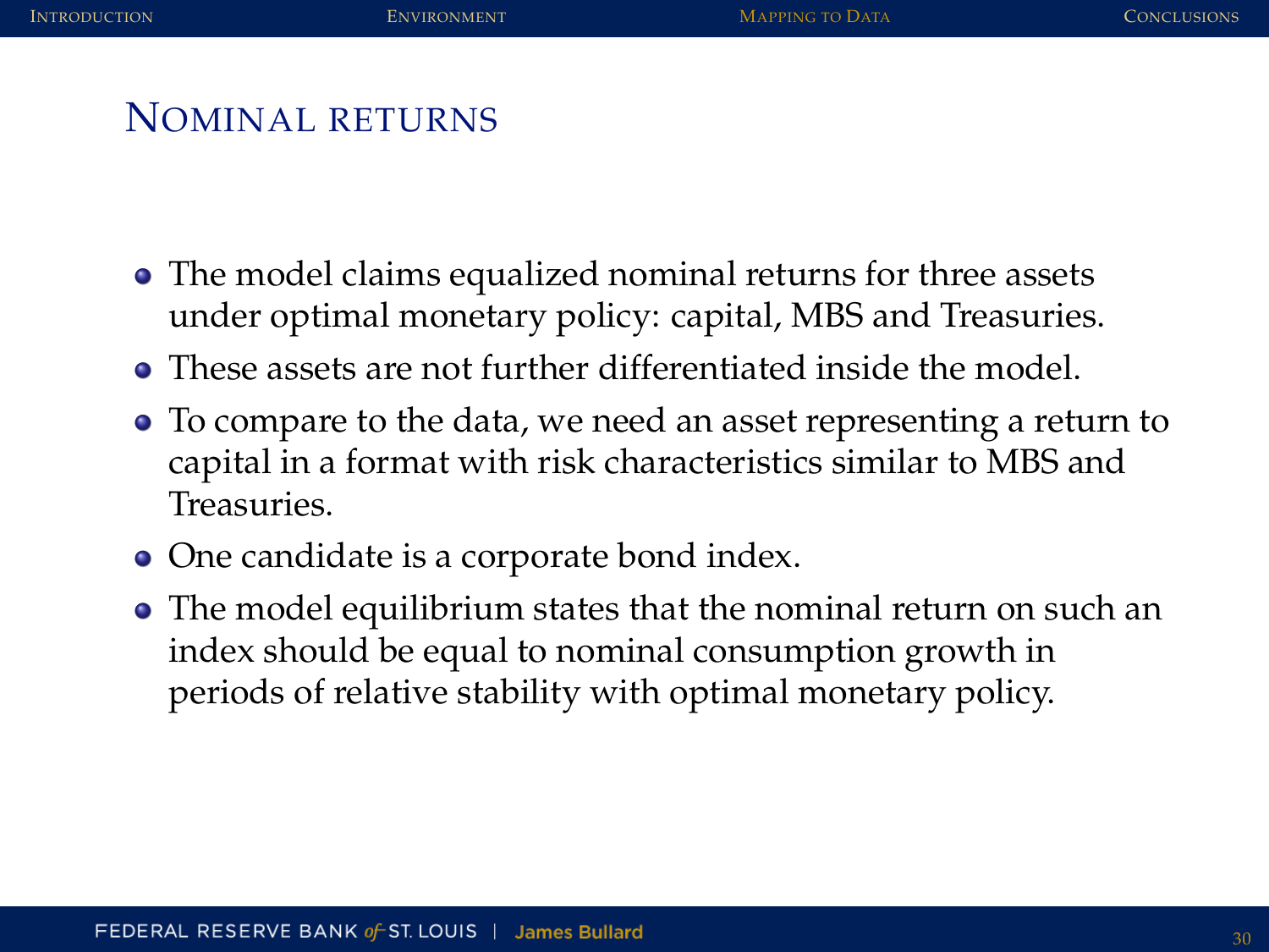## Nominal returns

- The model claims equalized nominal returns for three assets under optimal monetary policy: capital, MBS and Treasuries.
- These assets are not further differentiated inside the model.
- To compare to the data, we need an asset representing a return to capital in a format with risk characteristics similar to MBS and Treasuries.
- One candidate is a corporate bond index.
- The model equilibrium states that the nominal return on such an index should be equal to nominal consumption growth in periods of relative stability with optimal monetary policy.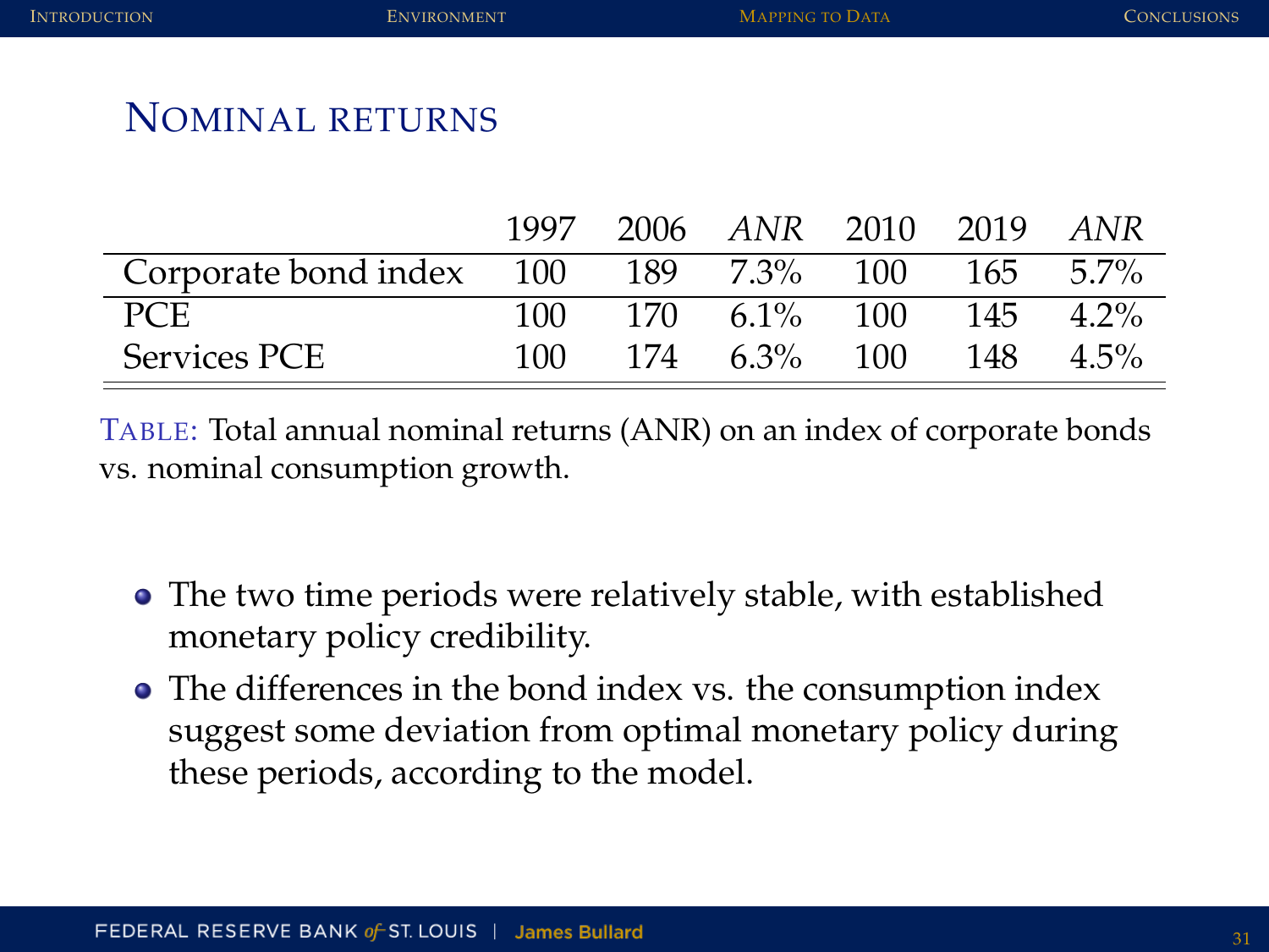## Nominal returns

| | 1997 | 2006 | *ANR* | 2010 | 2019 | *ANR* |
|---|---|---|---|---|---|---|
| Corporate bond index | 100 | 189 | 7.3% | 100 | 165 | 5.7% |
| PCE | 100 | 170 | 6.1% | 100 | 145 | 4.2% |
| Services PCE | 100 | 174 | 6.3% | 100 | 148 | 4.5% |

Table: Total annual nominal returns (ANR) on an index of corporate bonds vs. nominal consumption growth.

- The two time periods were relatively stable, with established monetary policy credibility.
- The differences in the bond index vs. the consumption index suggest some deviation from optimal monetary policy during these periods, according to the model.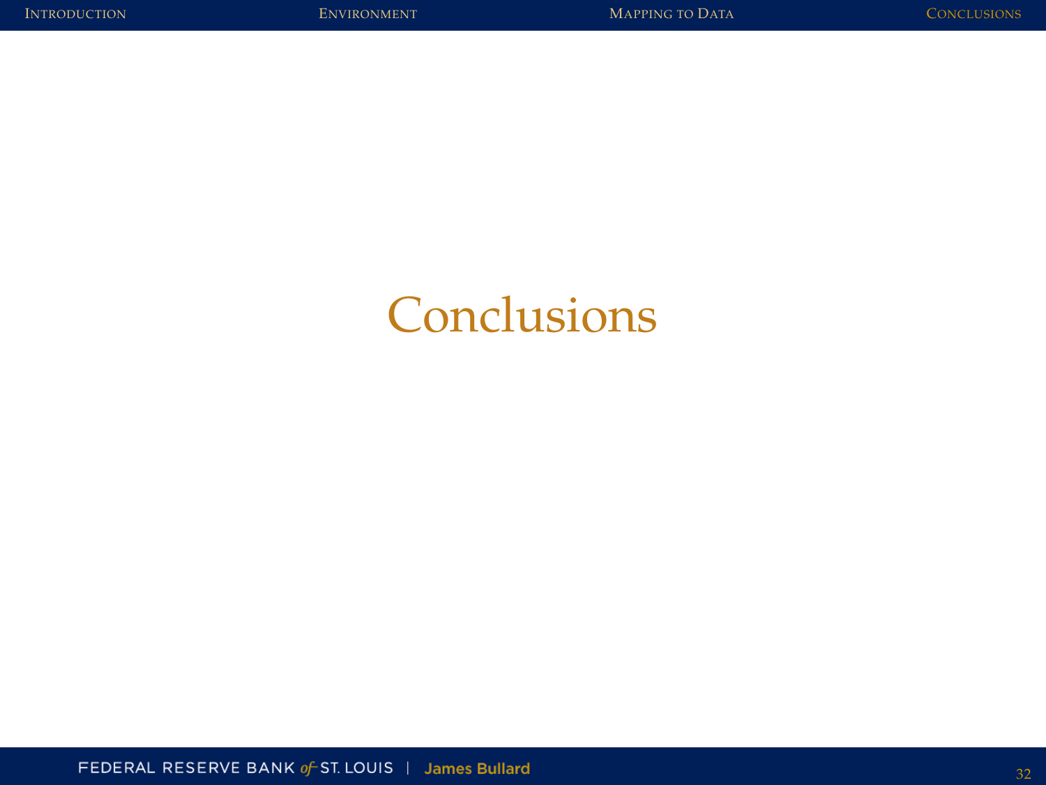# Conclusions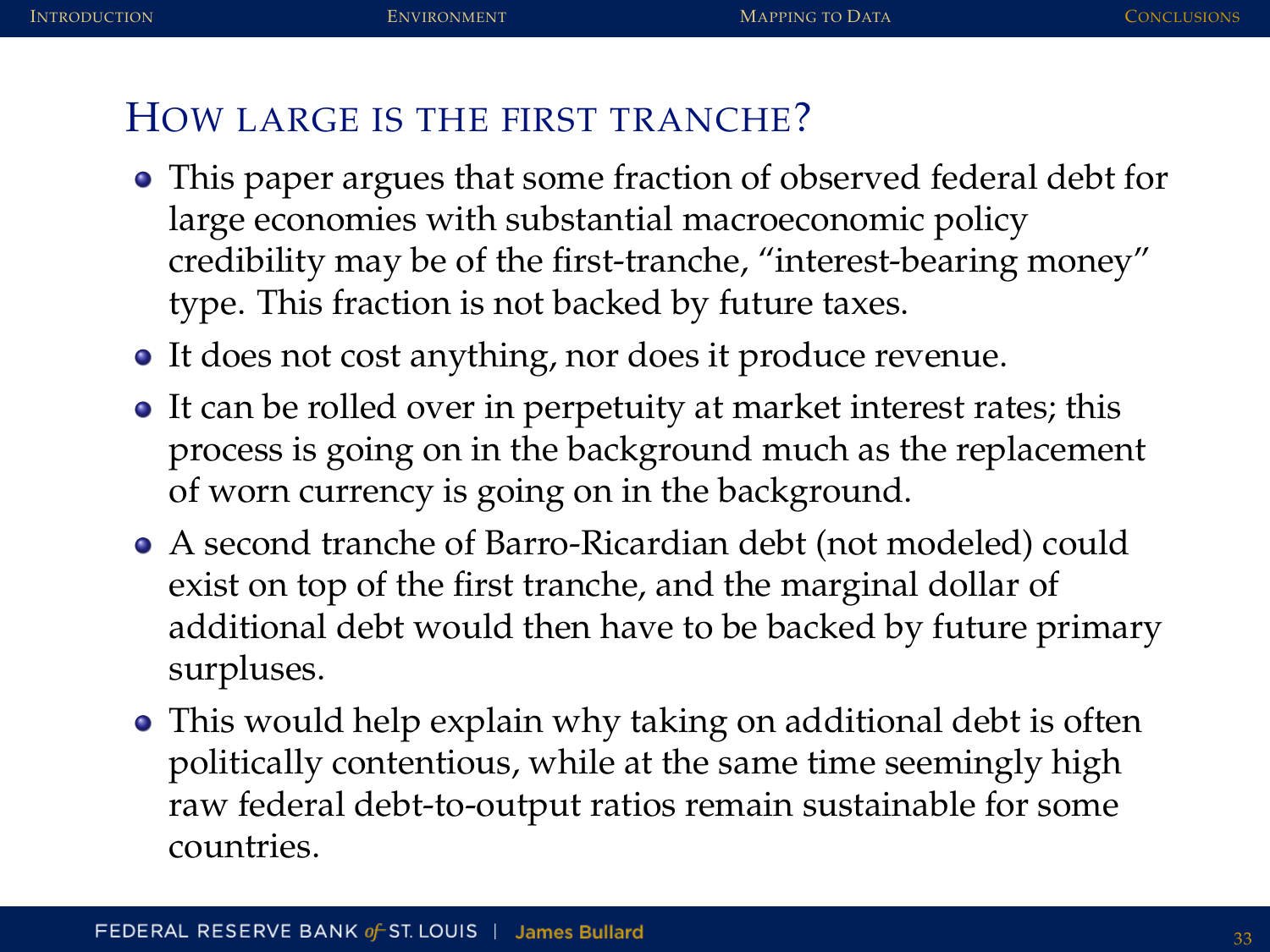## How large is the first tranche?

- This paper argues that some fraction of observed federal debt for large economies with substantial macroeconomic policy credibility may be of the first-tranche, "interest-bearing money" type. This fraction is not backed by future taxes.
- It does not cost anything, nor does it produce revenue.
- It can be rolled over in perpetuity at market interest rates; this process is going on in the background much as the replacement of worn currency is going on in the background.
- A second tranche of Barro-Ricardian debt (not modeled) could exist on top of the first tranche, and the marginal dollar of additional debt would then have to be backed by future primary surpluses.
- This would help explain why taking on additional debt is often politically contentious, while at the same time seemingly high raw federal debt-to-output ratios remain sustainable for some countries.